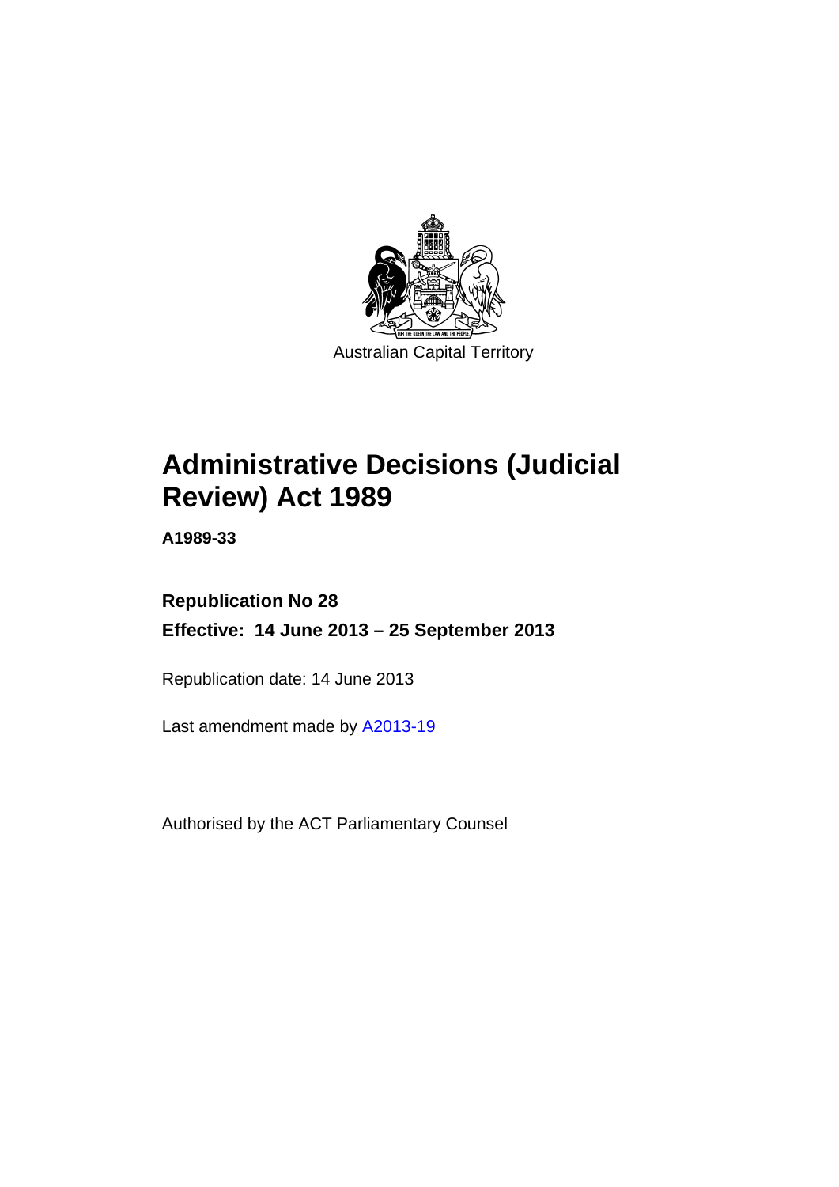Australian Capital Territory

# Administrative Decisions (Judicial Review) Act 1989

**A1989-33**

**Republication No 28**

**Effective: 14 June 2013 – 25 September 2013**

Republication date: 14 June 2013

Last amendment made by A2013-19

Authorised by the ACT Parliamentary Counsel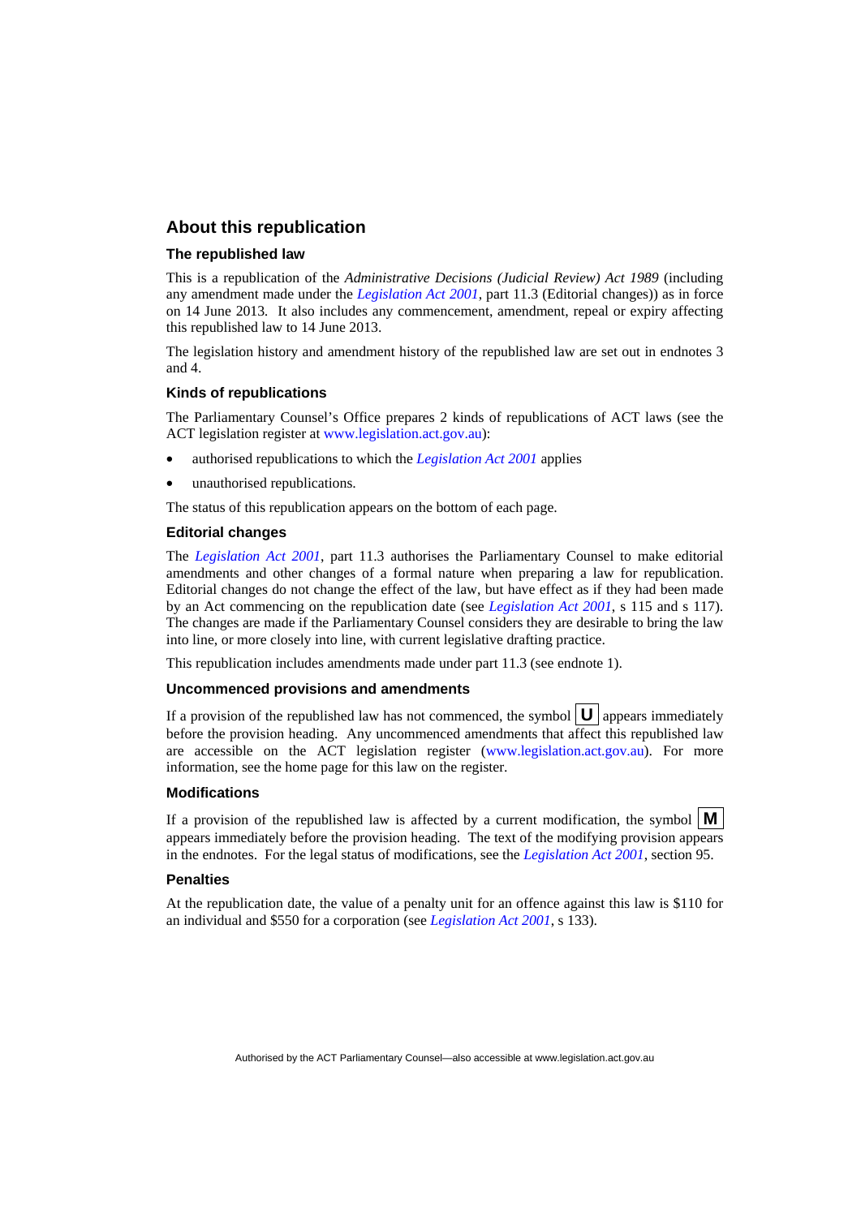## About this republication

### The republished law

This is a republication of the *Administrative Decisions (Judicial Review) Act 1989* (including any amendment made under the *Legislation Act 2001*, part 11.3 (Editorial changes)) as in force on 14 June 2013*.* It also includes any commencement, amendment, repeal or expiry affecting this republished law to 14 June 2013.

The legislation history and amendment history of the republished law are set out in endnotes 3 and 4.

### Kinds of republications

The Parliamentary Counsel's Office prepares 2 kinds of republications of ACT laws (see the ACT legislation register at www.legislation.act.gov.au):

- authorised republications to which the *Legislation Act 2001* applies
- unauthorised republications.

The status of this republication appears on the bottom of each page.

### Editorial changes

The *Legislation Act 2001*, part 11.3 authorises the Parliamentary Counsel to make editorial amendments and other changes of a formal nature when preparing a law for republication. Editorial changes do not change the effect of the law, but have effect as if they had been made by an Act commencing on the republication date (see *Legislation Act 2001*, s 115 and s 117). The changes are made if the Parliamentary Counsel considers they are desirable to bring the law into line, or more closely into line, with current legislative drafting practice.

This republication includes amendments made under part 11.3 (see endnote 1).

### Uncommenced provisions and amendments

If a provision of the republished law has not commenced, the symbol **U** appears immediately before the provision heading. Any uncommenced amendments that affect this republished law are accessible on the ACT legislation register (www.legislation.act.gov.au). For more information, see the home page for this law on the register.

### Modifications

If a provision of the republished law is affected by a current modification, the symbol **M** appears immediately before the provision heading. The text of the modifying provision appears in the endnotes. For the legal status of modifications, see the *Legislation Act 2001*, section 95.

### Penalties

At the republication date, the value of a penalty unit for an offence against this law is $110 for an individual and $550 for a corporation (see *Legislation Act 2001*, s 133).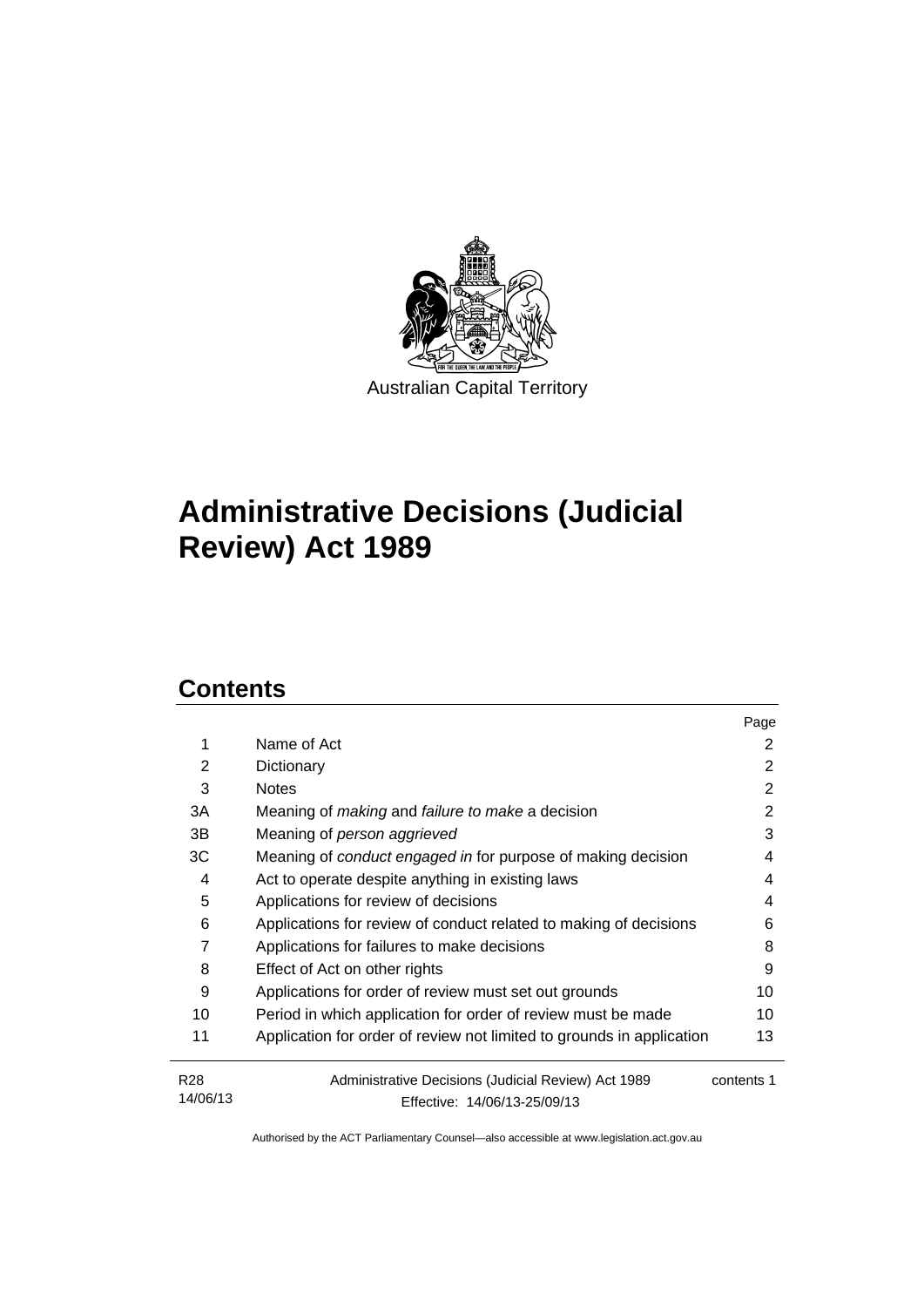Australian Capital Territory

# Administrative Decisions (Judicial Review) Act 1989

## Contents

| | | Page |
|---|---|---|
| 1 | Name of Act | 2 |
| 2 | Dictionary | 2 |
| 3 | Notes | 2 |
| 3A | Meaning of *making* and *failure to make* a decision | 2 |
| 3B | Meaning of *person aggrieved* | 3 |
| 3C | Meaning of *conduct engaged in* for purpose of making decision | 4 |
| 4 | Act to operate despite anything in existing laws | 4 |
| 5 | Applications for review of decisions | 4 |
| 6 | Applications for review of conduct related to making of decisions | 6 |
| 7 | Applications for failures to make decisions | 8 |
| 8 | Effect of Act on other rights | 9 |
| 9 | Applications for order of review must set out grounds | 10 |
| 10 | Period in which application for order of review must be made | 10 |
| 11 | Application for order of review not limited to grounds in application | 13 |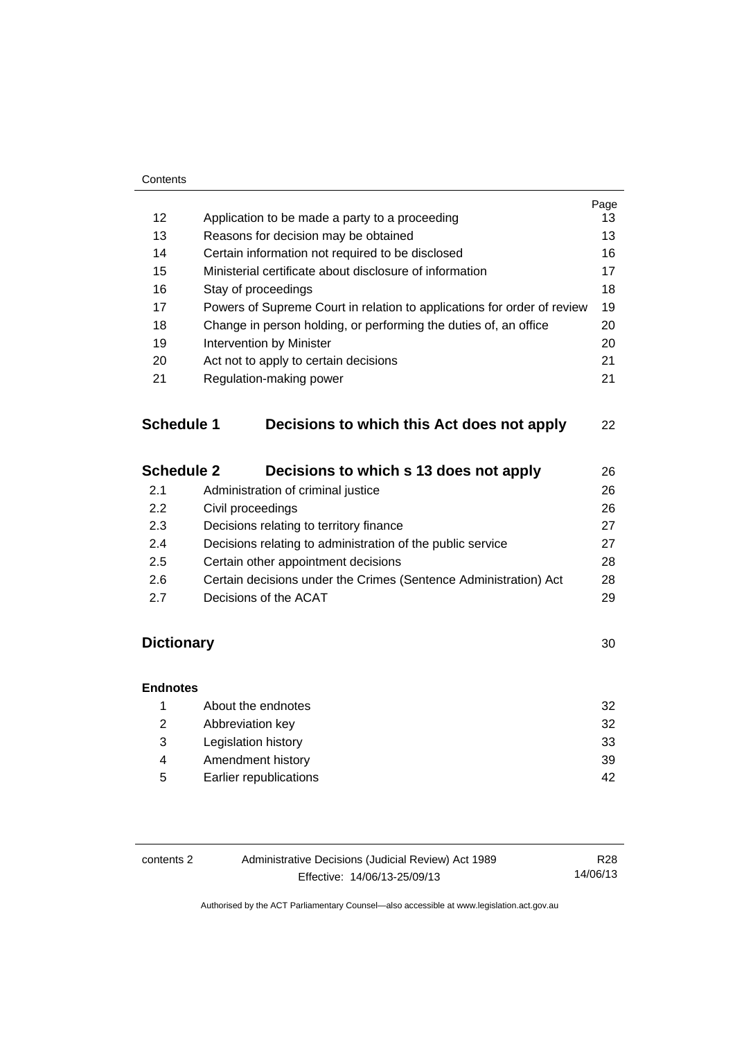| | | Page |
|---|---|---|
| 12 | Application to be made a party to a proceeding | 13 |
| 13 | Reasons for decision may be obtained | 13 |
| 14 | Certain information not required to be disclosed | 16 |
| 15 | Ministerial certificate about disclosure of information | 17 |
| 16 | Stay of proceedings | 18 |
| 17 | Powers of Supreme Court in relation to applications for order of review | 19 |
| 18 | Change in person holding, or performing the duties of, an office | 20 |
| 19 | Intervention by Minister | 20 |
| 20 | Act not to apply to certain decisions | 21 |
| 21 | Regulation-making power | 21 |

**Schedule 1 Decisions to which this Act does not apply** 22

| | | |
|---|---|---|
| **Schedule 2** | **Decisions to which s 13 does not apply** | 26 |
| 2.1 | Administration of criminal justice | 26 |
| 2.2 | Civil proceedings | 26 |
| 2.3 | Decisions relating to territory finance | 27 |
| 2.4 | Decisions relating to administration of the public service | 27 |
| 2.5 | Certain other appointment decisions | 28 |
| 2.6 | Certain decisions under the Crimes (Sentence Administration) Act | 28 |
| 2.7 | Decisions of the ACAT | 29 |

**Dictionary** 30

**Endnotes**

| | | |
|---|---|---|
| 1 | About the endnotes | 32 |
| 2 | Abbreviation key | 32 |
| 3 | Legislation history | 33 |
| 4 | Amendment history | 39 |
| 5 | Earlier republications | 42 |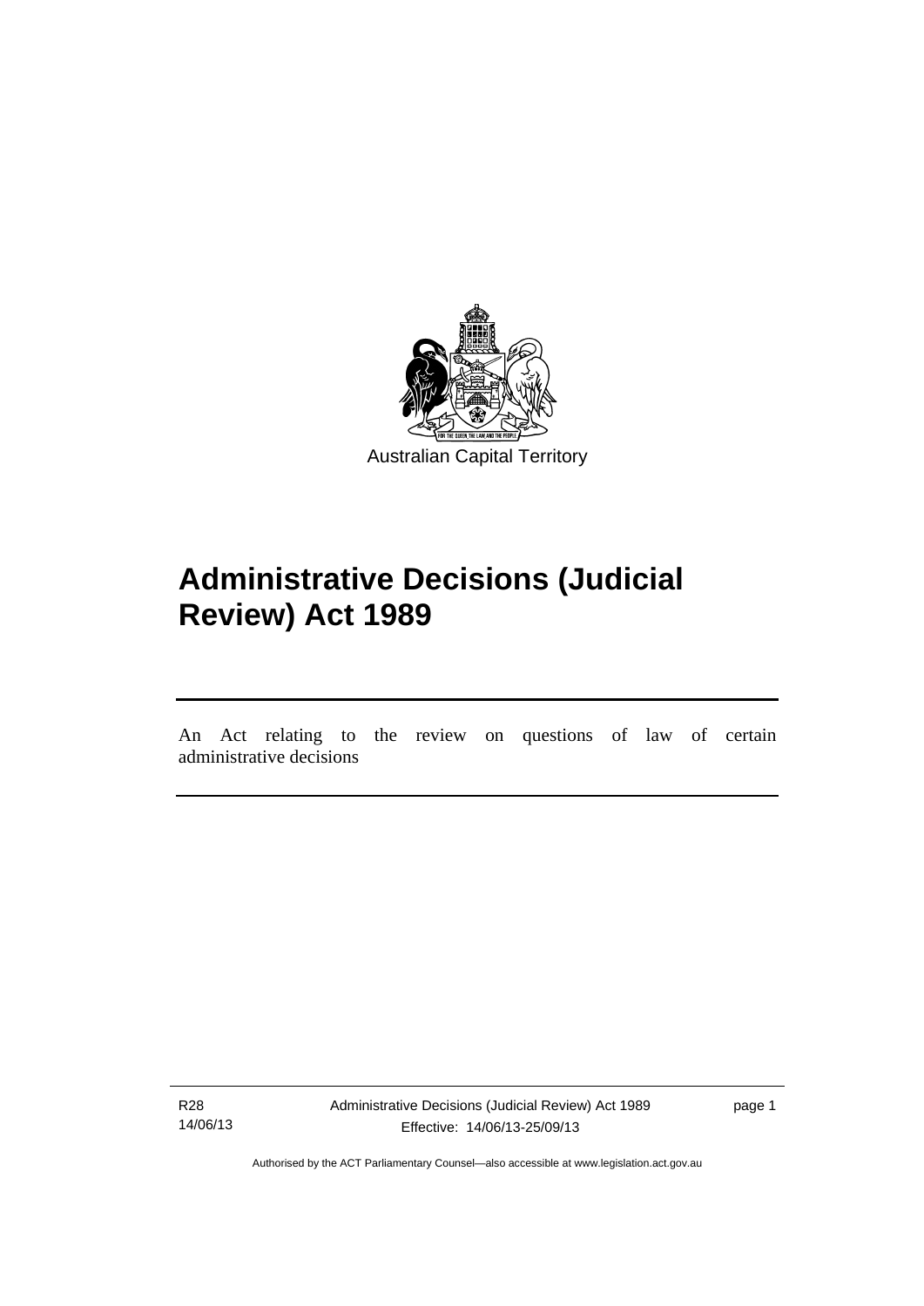Australian Capital Territory

# Administrative Decisions (Judicial Review) Act 1989

An Act relating to the review on questions of law of certain administrative decisions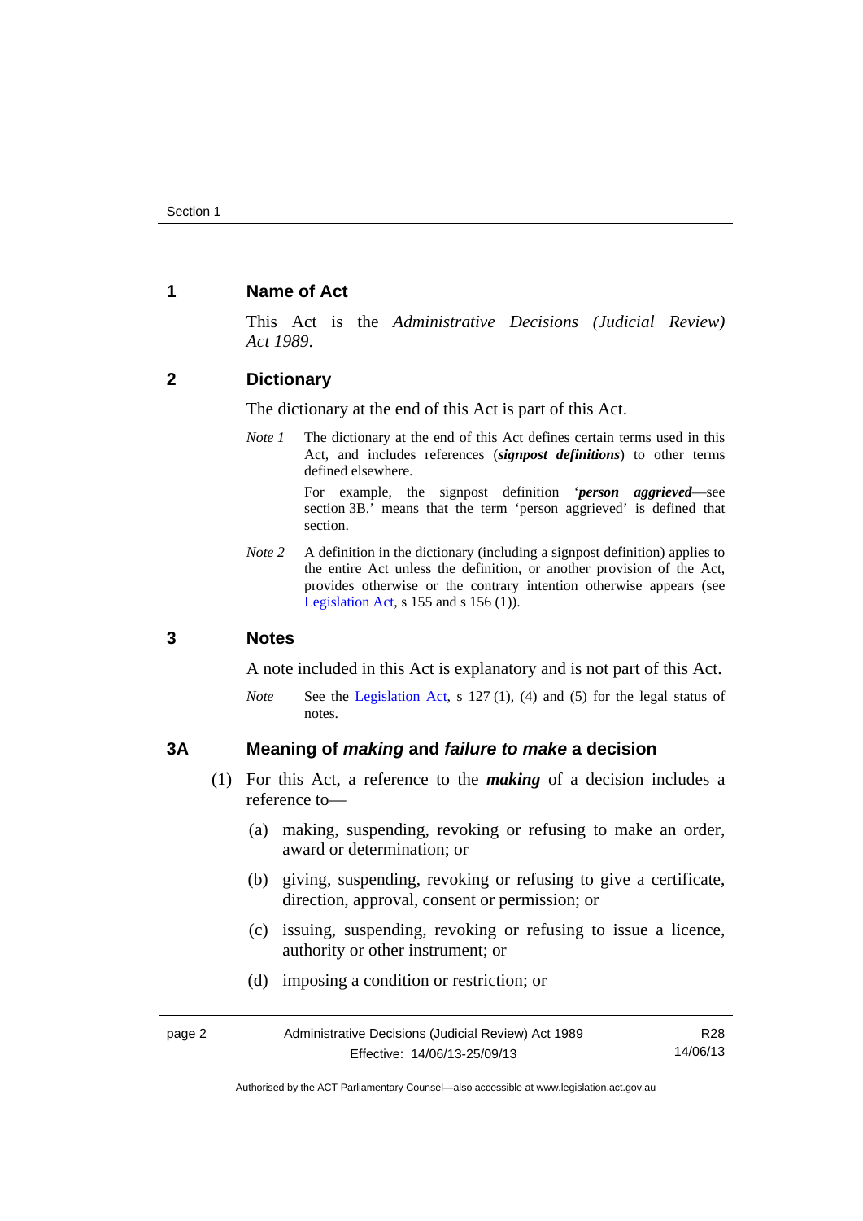## 1 Name of Act

This Act is the *Administrative Decisions (Judicial Review) Act 1989*.

## 2 Dictionary

The dictionary at the end of this Act is part of this Act.

*Note 1* The dictionary at the end of this Act defines certain terms used in this Act, and includes references (***signpost definitions***) to other terms defined elsewhere.

For example, the signpost definition '***person aggrieved***—see section 3B.' means that the term 'person aggrieved' is defined that section.

*Note 2* A definition in the dictionary (including a signpost definition) applies to the entire Act unless the definition, or another provision of the Act, provides otherwise or the contrary intention otherwise appears (see Legislation Act, s 155 and s 156 (1)).

## 3 Notes

A note included in this Act is explanatory and is not part of this Act.

*Note* See the Legislation Act, s 127 (1), (4) and (5) for the legal status of notes.

## 3A Meaning of *making* and *failure to make* a decision

(1) For this Act, a reference to the ***making*** of a decision includes a reference to—

(a) making, suspending, revoking or refusing to make an order, award or determination; or

(b) giving, suspending, revoking or refusing to give a certificate, direction, approval, consent or permission; or

(c) issuing, suspending, revoking or refusing to issue a licence, authority or other instrument; or

(d) imposing a condition or restriction; or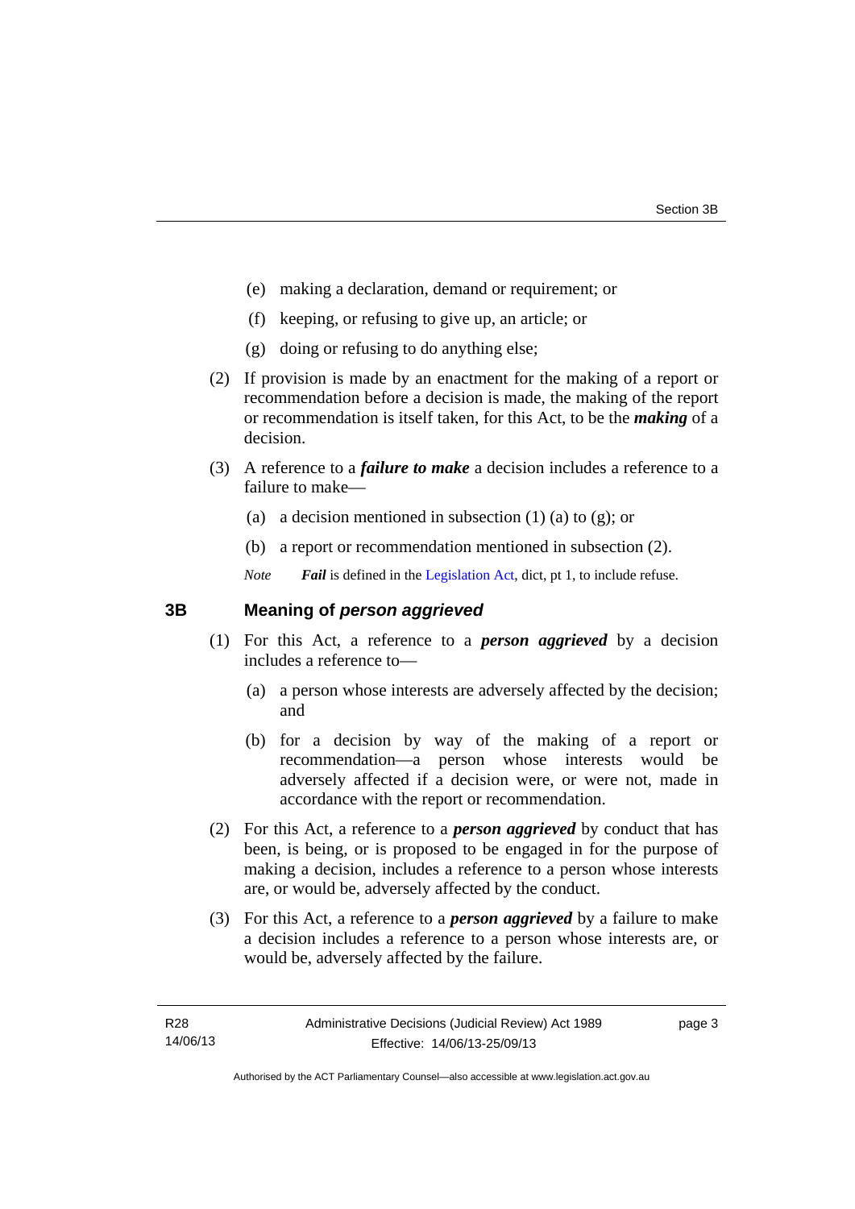(e) making a declaration, demand or requirement; or

(f) keeping, or refusing to give up, an article; or

(g) doing or refusing to do anything else;

(2) If provision is made by an enactment for the making of a report or recommendation before a decision is made, the making of the report or recommendation is itself taken, for this Act, to be the ***making*** of a decision.

(3) A reference to a ***failure to make*** a decision includes a reference to a failure to make—

(a) a decision mentioned in subsection (1) (a) to (g); or

(b) a report or recommendation mentioned in subsection (2).

*Note* ***Fail*** is defined in the Legislation Act, dict, pt 1, to include refuse.

## 3B Meaning of *person aggrieved*

(1) For this Act, a reference to a ***person aggrieved*** by a decision includes a reference to—

(a) a person whose interests are adversely affected by the decision; and

(b) for a decision by way of the making of a report or recommendation—a person whose interests would be adversely affected if a decision were, or were not, made in accordance with the report or recommendation.

(2) For this Act, a reference to a ***person aggrieved*** by conduct that has been, is being, or is proposed to be engaged in for the purpose of making a decision, includes a reference to a person whose interests are, or would be, adversely affected by the conduct.

(3) For this Act, a reference to a ***person aggrieved*** by a failure to make a decision includes a reference to a person whose interests are, or would be, adversely affected by the failure.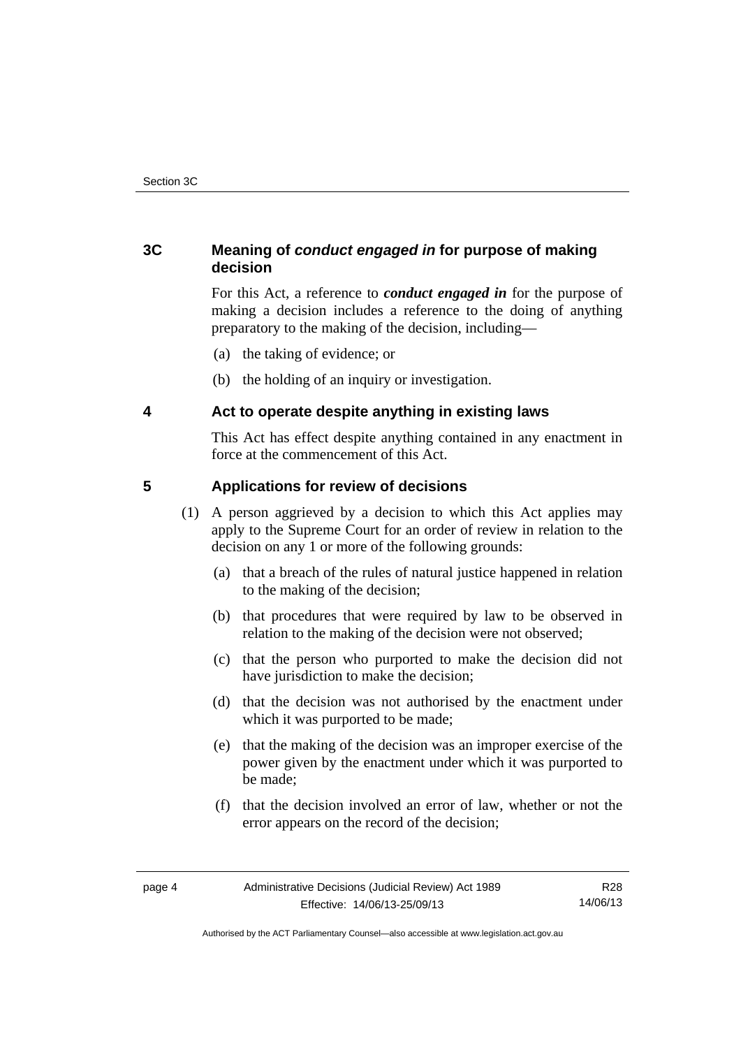## 3C Meaning of *conduct engaged in* for purpose of making decision

For this Act, a reference to ***conduct engaged in*** for the purpose of making a decision includes a reference to the doing of anything preparatory to the making of the decision, including—

(a) the taking of evidence; or

(b) the holding of an inquiry or investigation.

## 4 Act to operate despite anything in existing laws

This Act has effect despite anything contained in any enactment in force at the commencement of this Act.

## 5 Applications for review of decisions

(1) A person aggrieved by a decision to which this Act applies may apply to the Supreme Court for an order of review in relation to the decision on any 1 or more of the following grounds:

(a) that a breach of the rules of natural justice happened in relation to the making of the decision;

(b) that procedures that were required by law to be observed in relation to the making of the decision were not observed;

(c) that the person who purported to make the decision did not have jurisdiction to make the decision;

(d) that the decision was not authorised by the enactment under which it was purported to be made;

(e) that the making of the decision was an improper exercise of the power given by the enactment under which it was purported to be made;

(f) that the decision involved an error of law, whether or not the error appears on the record of the decision;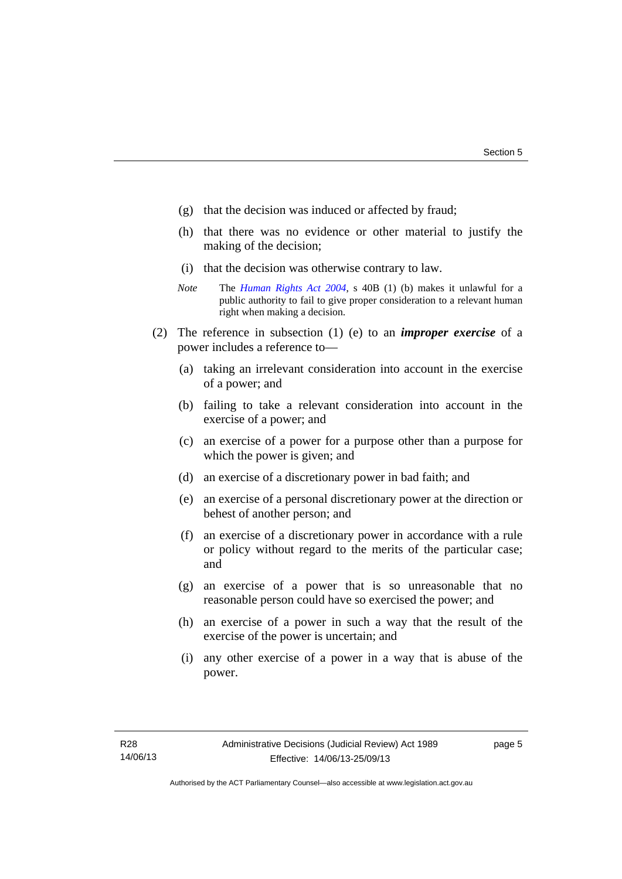(g) that the decision was induced or affected by fraud;

(h) that there was no evidence or other material to justify the making of the decision;

(i) that the decision was otherwise contrary to law.

*Note* The *Human Rights Act 2004*, s 40B (1) (b) makes it unlawful for a public authority to fail to give proper consideration to a relevant human right when making a decision.

(2) The reference in subsection (1) (e) to an ***improper exercise*** of a power includes a reference to—

(a) taking an irrelevant consideration into account in the exercise of a power; and

(b) failing to take a relevant consideration into account in the exercise of a power; and

(c) an exercise of a power for a purpose other than a purpose for which the power is given; and

(d) an exercise of a discretionary power in bad faith; and

(e) an exercise of a personal discretionary power at the direction or behest of another person; and

(f) an exercise of a discretionary power in accordance with a rule or policy without regard to the merits of the particular case; and

(g) an exercise of a power that is so unreasonable that no reasonable person could have so exercised the power; and

(h) an exercise of a power in such a way that the result of the exercise of the power is uncertain; and

(i) any other exercise of a power in a way that is abuse of the power.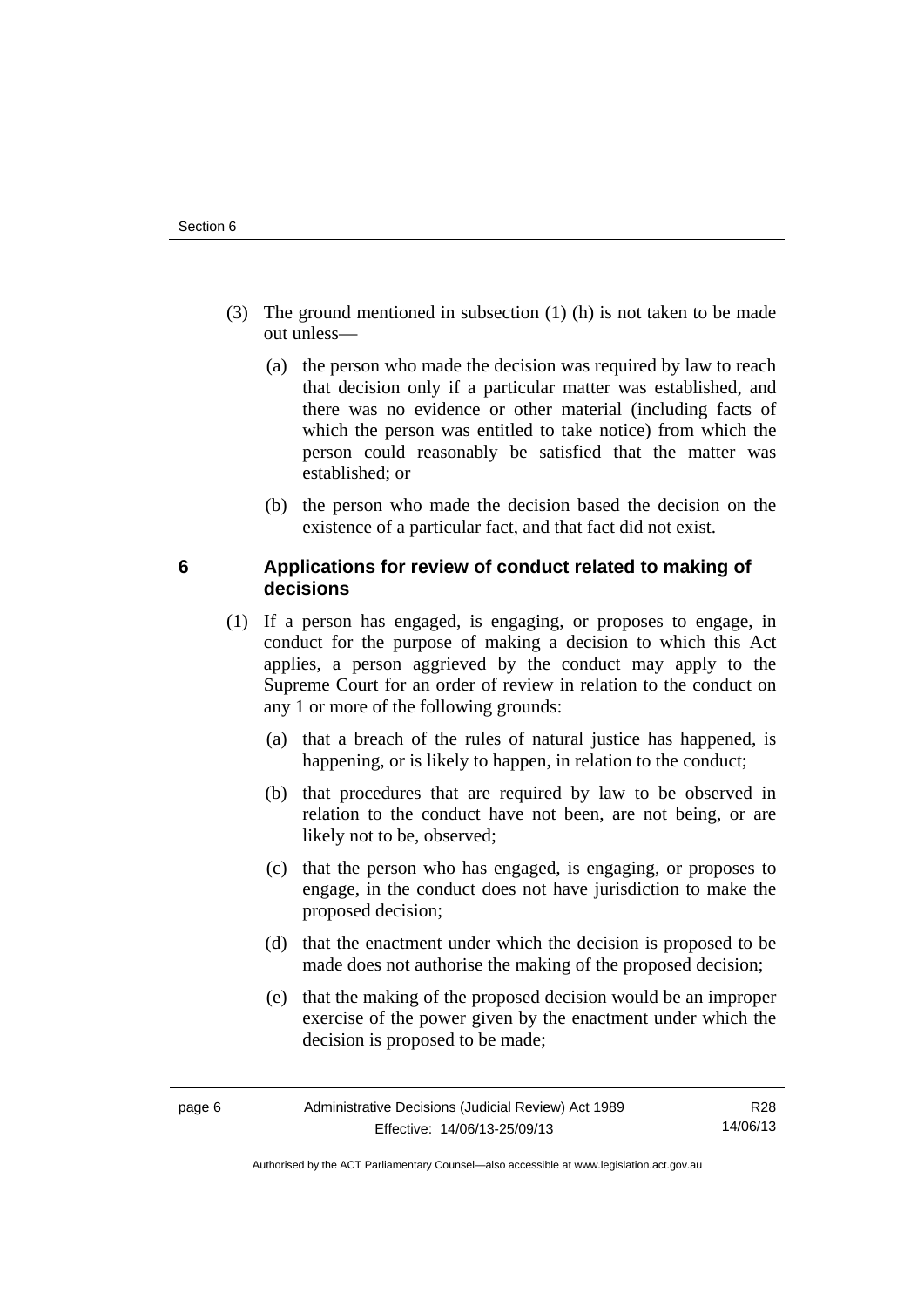(3) The ground mentioned in subsection (1) (h) is not taken to be made out unless—

(a) the person who made the decision was required by law to reach that decision only if a particular matter was established, and there was no evidence or other material (including facts of which the person was entitled to take notice) from which the person could reasonably be satisfied that the matter was established; or

(b) the person who made the decision based the decision on the existence of a particular fact, and that fact did not exist.

## 6 Applications for review of conduct related to making of decisions

(1) If a person has engaged, is engaging, or proposes to engage, in conduct for the purpose of making a decision to which this Act applies, a person aggrieved by the conduct may apply to the Supreme Court for an order of review in relation to the conduct on any 1 or more of the following grounds:

(a) that a breach of the rules of natural justice has happened, is happening, or is likely to happen, in relation to the conduct;

(b) that procedures that are required by law to be observed in relation to the conduct have not been, are not being, or are likely not to be, observed;

(c) that the person who has engaged, is engaging, or proposes to engage, in the conduct does not have jurisdiction to make the proposed decision;

(d) that the enactment under which the decision is proposed to be made does not authorise the making of the proposed decision;

(e) that the making of the proposed decision would be an improper exercise of the power given by the enactment under which the decision is proposed to be made;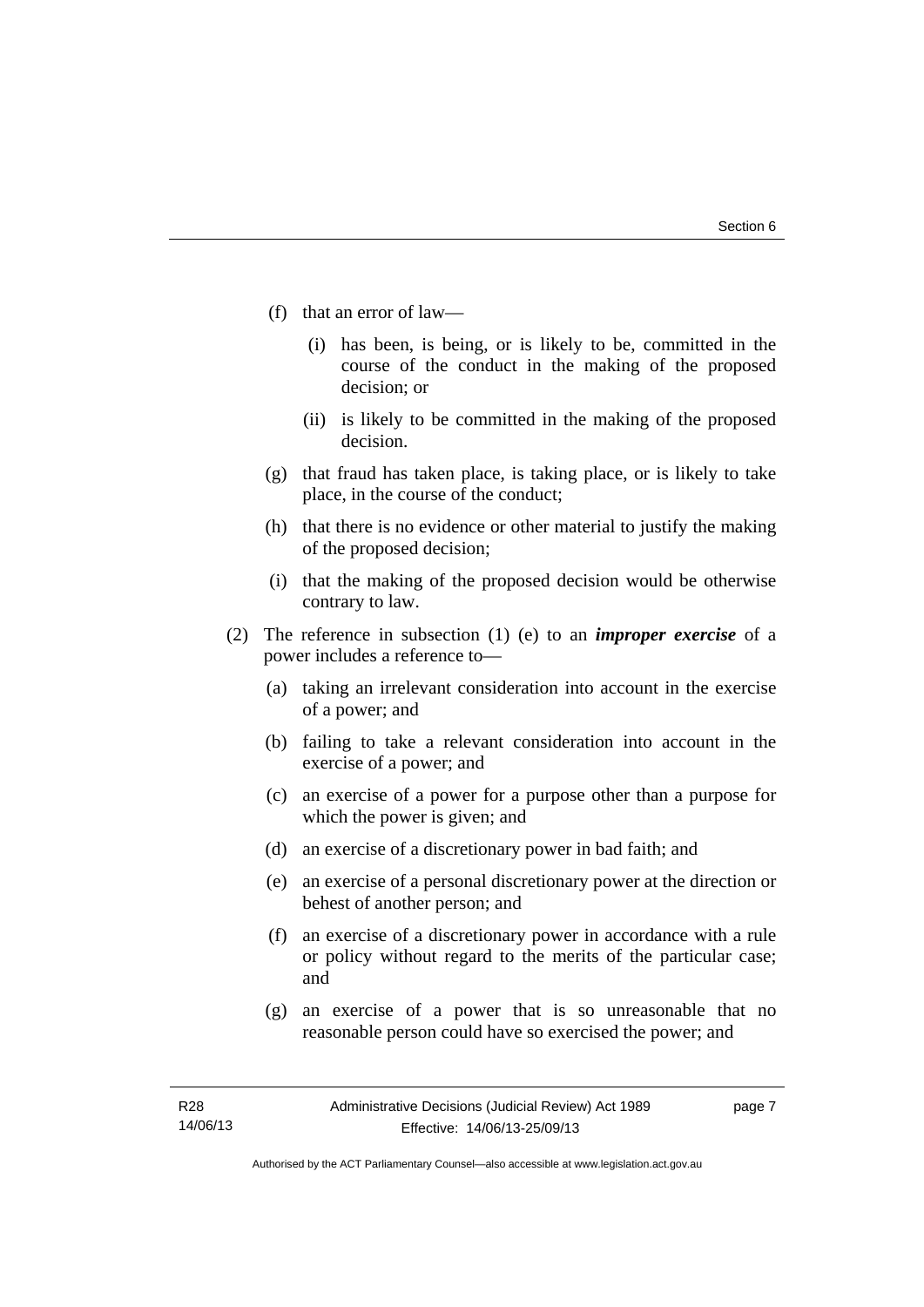(f) that an error of law—

  (i) has been, is being, or is likely to be, committed in the course of the conduct in the making of the proposed decision; or

  (ii) is likely to be committed in the making of the proposed decision.

(g) that fraud has taken place, is taking place, or is likely to take place, in the course of the conduct;

(h) that there is no evidence or other material to justify the making of the proposed decision;

(i) that the making of the proposed decision would be otherwise contrary to law.

(2) The reference in subsection (1) (e) to an ***improper exercise*** of a power includes a reference to—

  (a) taking an irrelevant consideration into account in the exercise of a power; and

  (b) failing to take a relevant consideration into account in the exercise of a power; and

  (c) an exercise of a power for a purpose other than a purpose for which the power is given; and

  (d) an exercise of a discretionary power in bad faith; and

  (e) an exercise of a personal discretionary power at the direction or behest of another person; and

  (f) an exercise of a discretionary power in accordance with a rule or policy without regard to the merits of the particular case; and

  (g) an exercise of a power that is so unreasonable that no reasonable person could have so exercised the power; and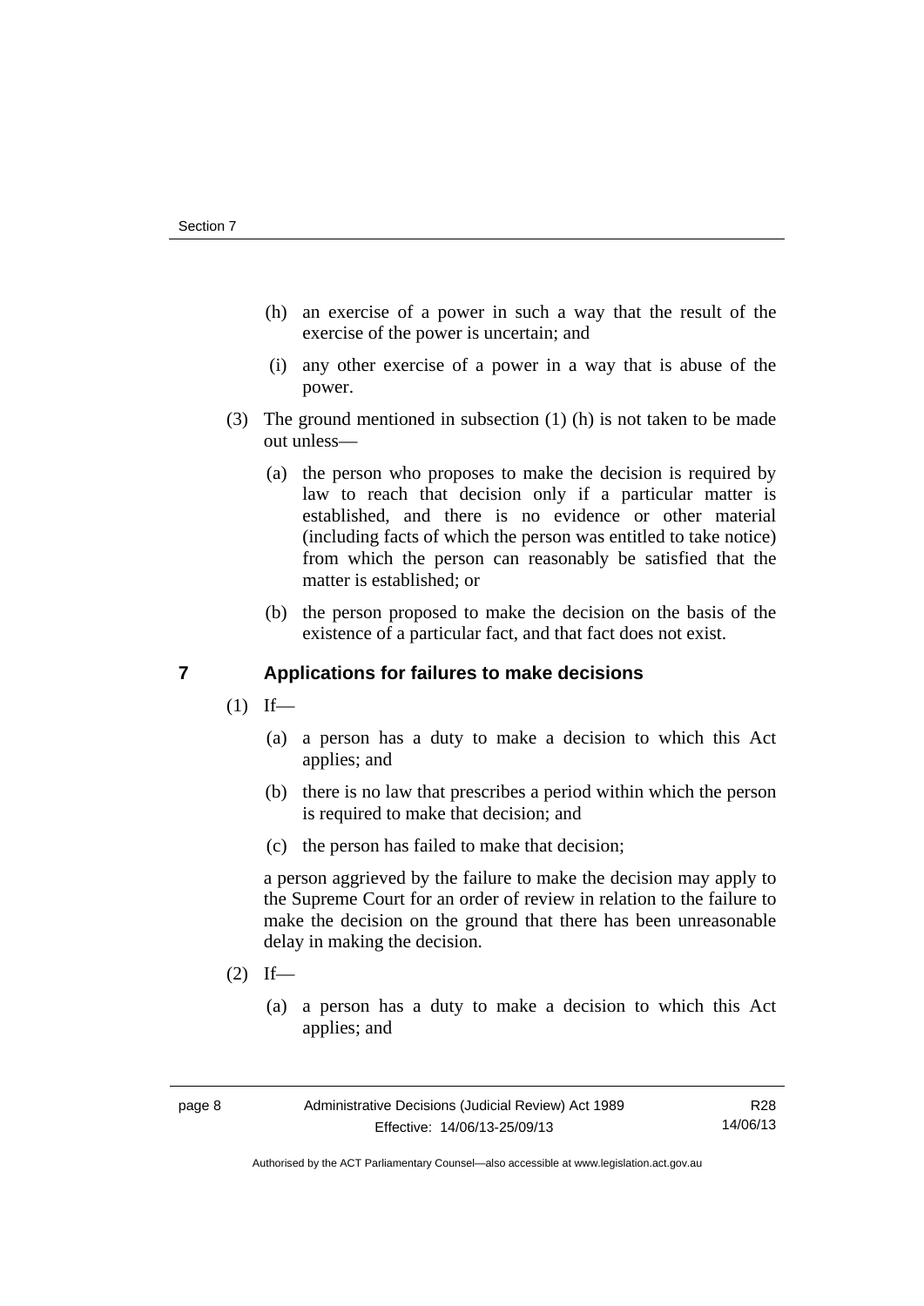(h) an exercise of a power in such a way that the result of the exercise of the power is uncertain; and

(i) any other exercise of a power in a way that is abuse of the power.

(3) The ground mentioned in subsection (1) (h) is not taken to be made out unless—

(a) the person who proposes to make the decision is required by law to reach that decision only if a particular matter is established, and there is no evidence or other material (including facts of which the person was entitled to take notice) from which the person can reasonably be satisfied that the matter is established; or

(b) the person proposed to make the decision on the basis of the existence of a particular fact, and that fact does not exist.

## 7 Applications for failures to make decisions

(1) If—

(a) a person has a duty to make a decision to which this Act applies; and

(b) there is no law that prescribes a period within which the person is required to make that decision; and

(c) the person has failed to make that decision;

a person aggrieved by the failure to make the decision may apply to the Supreme Court for an order of review in relation to the failure to make the decision on the ground that there has been unreasonable delay in making the decision.

(2) If—

(a) a person has a duty to make a decision to which this Act applies; and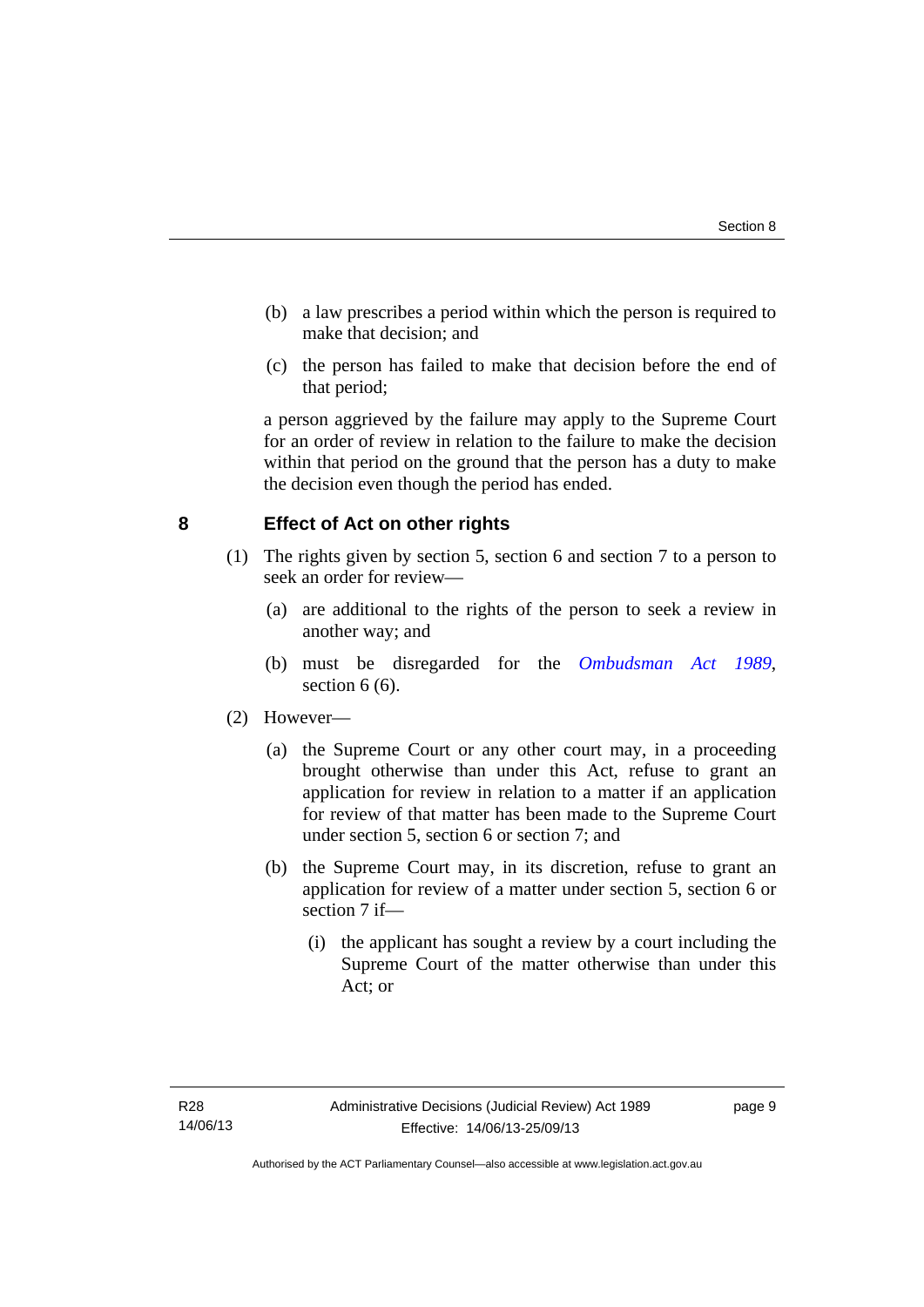(b) a law prescribes a period within which the person is required to make that decision; and

(c) the person has failed to make that decision before the end of that period;

a person aggrieved by the failure may apply to the Supreme Court for an order of review in relation to the failure to make the decision within that period on the ground that the person has a duty to make the decision even though the period has ended.

## 8 Effect of Act on other rights

(1) The rights given by section 5, section 6 and section 7 to a person to seek an order for review—

(a) are additional to the rights of the person to seek a review in another way; and

(b) must be disregarded for the *Ombudsman Act 1989*, section 6 (6).

(2) However—

(a) the Supreme Court or any other court may, in a proceeding brought otherwise than under this Act, refuse to grant an application for review in relation to a matter if an application for review of that matter has been made to the Supreme Court under section 5, section 6 or section 7; and

(b) the Supreme Court may, in its discretion, refuse to grant an application for review of a matter under section 5, section 6 or section 7 if—

(i) the applicant has sought a review by a court including the Supreme Court of the matter otherwise than under this Act; or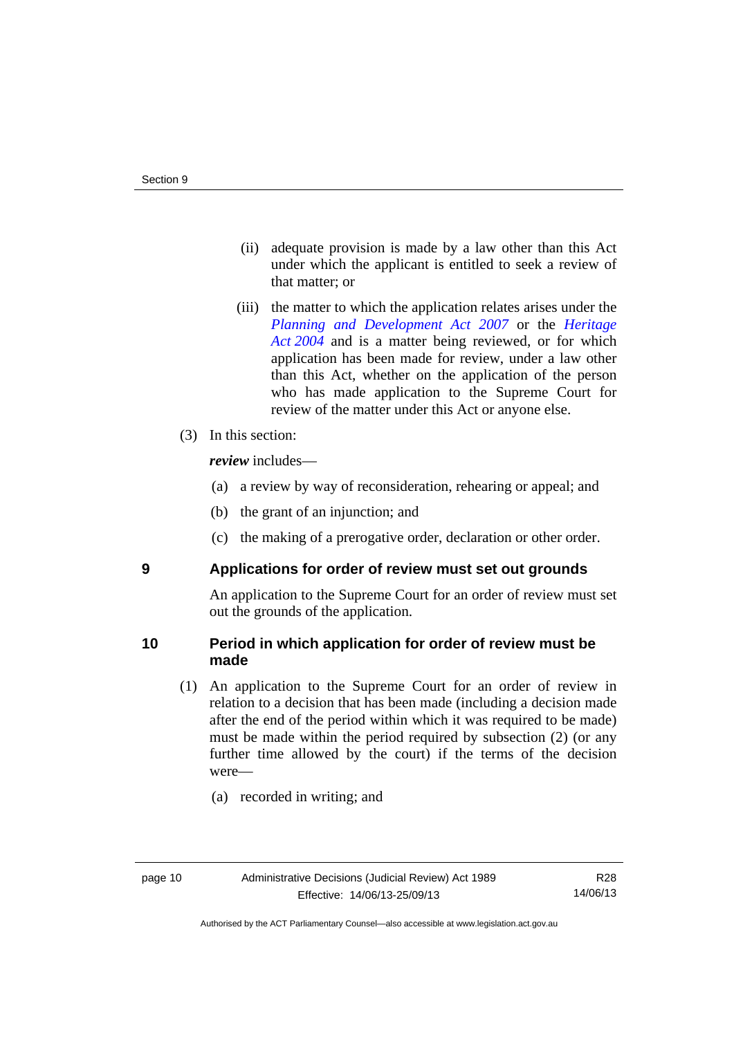(ii) adequate provision is made by a law other than this Act under which the applicant is entitled to seek a review of that matter; or

(iii) the matter to which the application relates arises under the *Planning and Development Act 2007* or the *Heritage Act 2004* and is a matter being reviewed, or for which application has been made for review, under a law other than this Act, whether on the application of the person who has made application to the Supreme Court for review of the matter under this Act or anyone else.

(3) In this section:

***review*** includes—

(a) a review by way of reconsideration, rehearing or appeal; and

(b) the grant of an injunction; and

(c) the making of a prerogative order, declaration or other order.

## 9 Applications for order of review must set out grounds

An application to the Supreme Court for an order of review must set out the grounds of the application.

## 10 Period in which application for order of review must be made

(1) An application to the Supreme Court for an order of review in relation to a decision that has been made (including a decision made after the end of the period within which it was required to be made) must be made within the period required by subsection (2) (or any further time allowed by the court) if the terms of the decision were—

(a) recorded in writing; and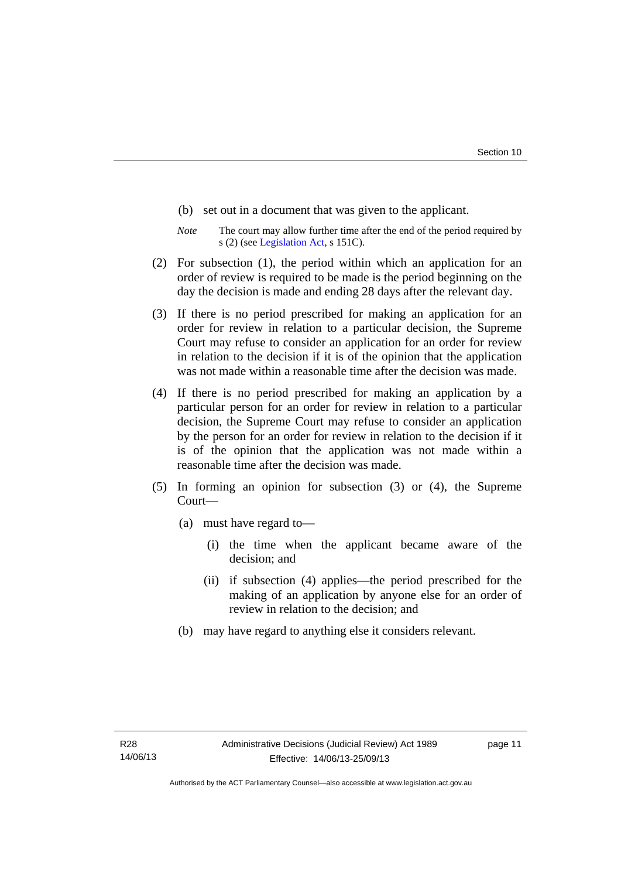(b) set out in a document that was given to the applicant.

*Note* The court may allow further time after the end of the period required by s (2) (see Legislation Act, s 151C).

(2) For subsection (1), the period within which an application for an order of review is required to be made is the period beginning on the day the decision is made and ending 28 days after the relevant day.

(3) If there is no period prescribed for making an application for an order for review in relation to a particular decision, the Supreme Court may refuse to consider an application for an order for review in relation to the decision if it is of the opinion that the application was not made within a reasonable time after the decision was made.

(4) If there is no period prescribed for making an application by a particular person for an order for review in relation to a particular decision, the Supreme Court may refuse to consider an application by the person for an order for review in relation to the decision if it is of the opinion that the application was not made within a reasonable time after the decision was made.

(5) In forming an opinion for subsection (3) or (4), the Supreme Court—

(a) must have regard to—

(i) the time when the applicant became aware of the decision; and

(ii) if subsection (4) applies—the period prescribed for the making of an application by anyone else for an order of review in relation to the decision; and

(b) may have regard to anything else it considers relevant.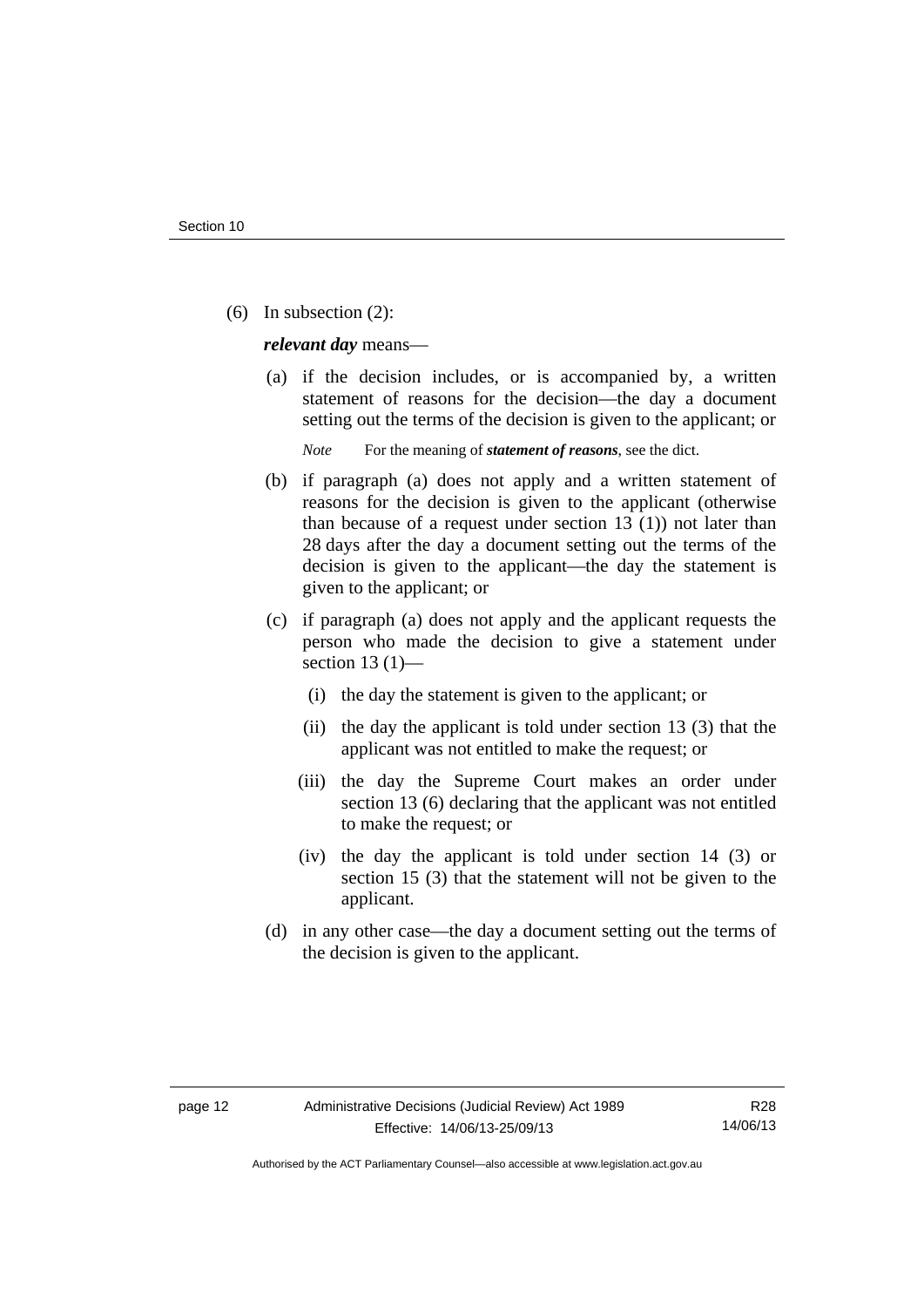(6) In subsection (2):

***relevant day*** means—

(a) if the decision includes, or is accompanied by, a written statement of reasons for the decision—the day a document setting out the terms of the decision is given to the applicant; or

*Note* For the meaning of ***statement of reasons***, see the dict.

(b) if paragraph (a) does not apply and a written statement of reasons for the decision is given to the applicant (otherwise than because of a request under section 13 (1)) not later than 28 days after the day a document setting out the terms of the decision is given to the applicant—the day the statement is given to the applicant; or

(c) if paragraph (a) does not apply and the applicant requests the person who made the decision to give a statement under section 13 (1)—

(i) the day the statement is given to the applicant; or

(ii) the day the applicant is told under section 13 (3) that the applicant was not entitled to make the request; or

(iii) the day the Supreme Court makes an order under section 13 (6) declaring that the applicant was not entitled to make the request; or

(iv) the day the applicant is told under section 14 (3) or section 15 (3) that the statement will not be given to the applicant.

(d) in any other case—the day a document setting out the terms of the decision is given to the applicant.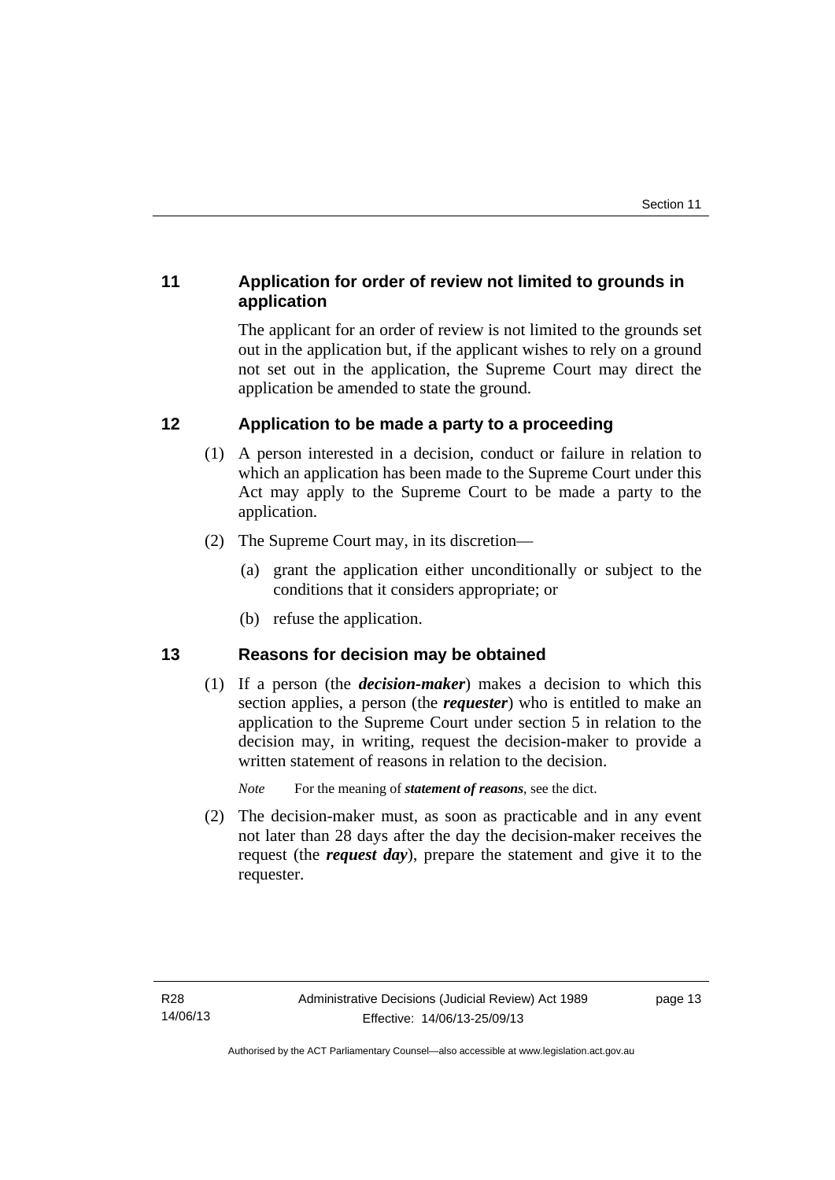## 11 Application for order of review not limited to grounds in application

The applicant for an order of review is not limited to the grounds set out in the application but, if the applicant wishes to rely on a ground not set out in the application, the Supreme Court may direct the application be amended to state the ground.

## 12 Application to be made a party to a proceeding

(1) A person interested in a decision, conduct or failure in relation to which an application has been made to the Supreme Court under this Act may apply to the Supreme Court to be made a party to the application.

(2) The Supreme Court may, in its discretion—

(a) grant the application either unconditionally or subject to the conditions that it considers appropriate; or

(b) refuse the application.

## 13 Reasons for decision may be obtained

(1) If a person (the ***decision-maker***) makes a decision to which this section applies, a person (the ***requester***) who is entitled to make an application to the Supreme Court under section 5 in relation to the decision may, in writing, request the decision-maker to provide a written statement of reasons in relation to the decision.

*Note* For the meaning of ***statement of reasons***, see the dict.

(2) The decision-maker must, as soon as practicable and in any event not later than 28 days after the day the decision-maker receives the request (the ***request day***), prepare the statement and give it to the requester.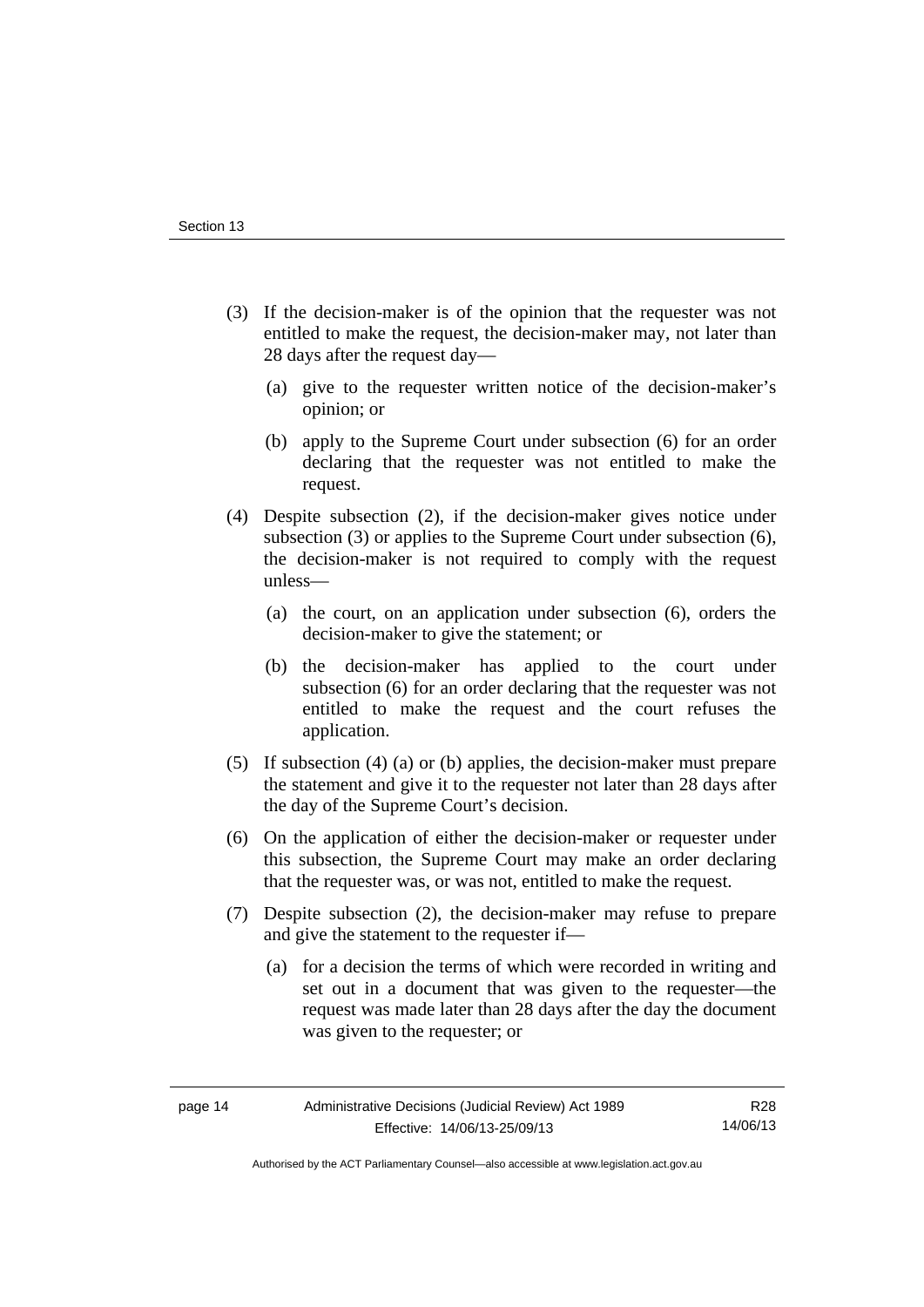(3) If the decision-maker is of the opinion that the requester was not entitled to make the request, the decision-maker may, not later than 28 days after the request day—

   (a) give to the requester written notice of the decision-maker's opinion; or

   (b) apply to the Supreme Court under subsection (6) for an order declaring that the requester was not entitled to make the request.

(4) Despite subsection (2), if the decision-maker gives notice under subsection (3) or applies to the Supreme Court under subsection (6), the decision-maker is not required to comply with the request unless—

   (a) the court, on an application under subsection (6), orders the decision-maker to give the statement; or

   (b) the decision-maker has applied to the court under subsection (6) for an order declaring that the requester was not entitled to make the request and the court refuses the application.

(5) If subsection (4) (a) or (b) applies, the decision-maker must prepare the statement and give it to the requester not later than 28 days after the day of the Supreme Court's decision.

(6) On the application of either the decision-maker or requester under this subsection, the Supreme Court may make an order declaring that the requester was, or was not, entitled to make the request.

(7) Despite subsection (2), the decision-maker may refuse to prepare and give the statement to the requester if—

   (a) for a decision the terms of which were recorded in writing and set out in a document that was given to the requester—the request was made later than 28 days after the day the document was given to the requester; or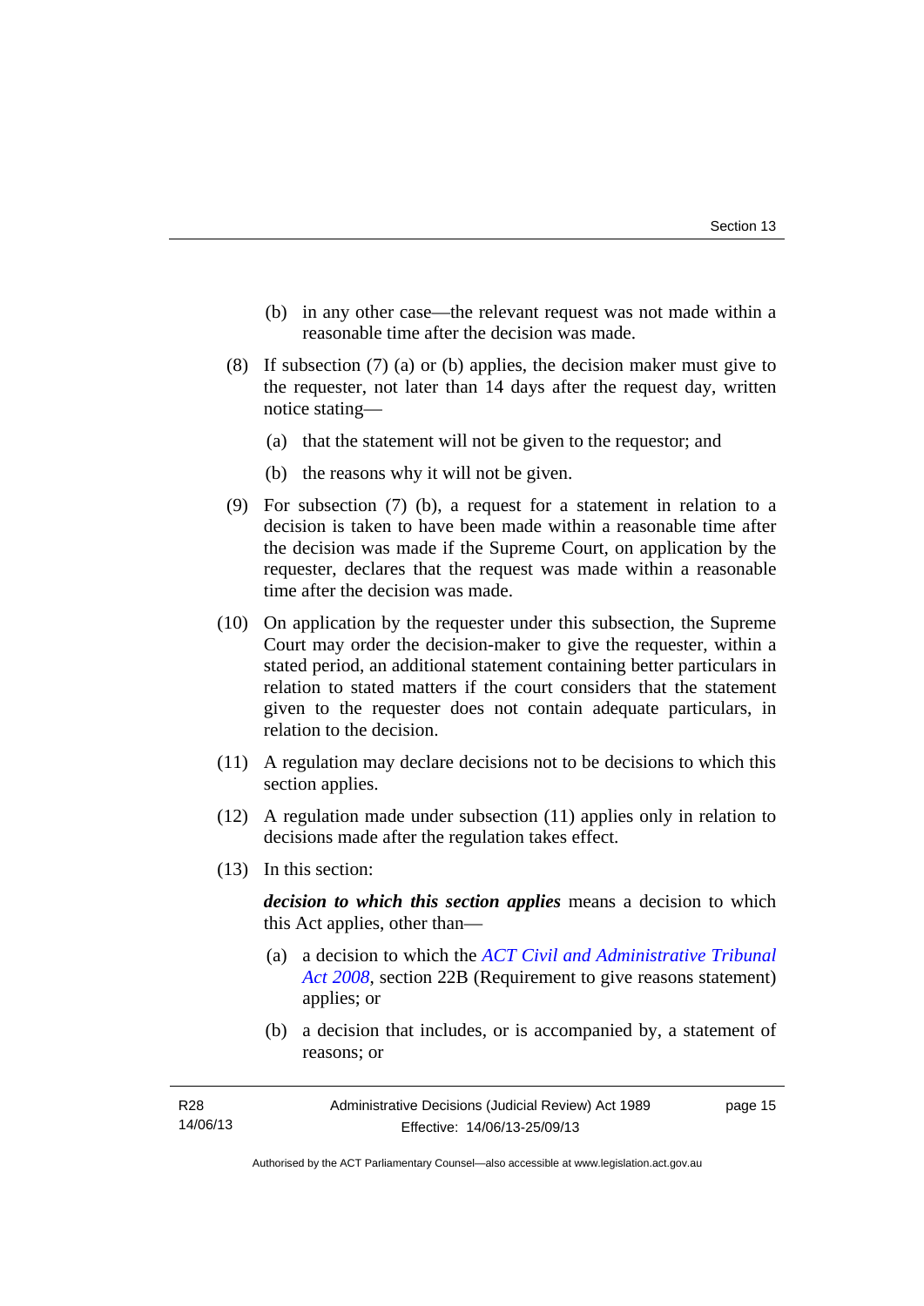(b) in any other case—the relevant request was not made within a reasonable time after the decision was made.

(8) If subsection (7) (a) or (b) applies, the decision maker must give to the requester, not later than 14 days after the request day, written notice stating—

(a) that the statement will not be given to the requestor; and

(b) the reasons why it will not be given.

(9) For subsection (7) (b), a request for a statement in relation to a decision is taken to have been made within a reasonable time after the decision was made if the Supreme Court, on application by the requester, declares that the request was made within a reasonable time after the decision was made.

(10) On application by the requester under this subsection, the Supreme Court may order the decision-maker to give the requester, within a stated period, an additional statement containing better particulars in relation to stated matters if the court considers that the statement given to the requester does not contain adequate particulars, in relation to the decision.

(11) A regulation may declare decisions not to be decisions to which this section applies.

(12) A regulation made under subsection (11) applies only in relation to decisions made after the regulation takes effect.

(13) In this section:

***decision to which this section applies*** means a decision to which this Act applies, other than—

(a) a decision to which the *ACT Civil and Administrative Tribunal Act 2008*, section 22B (Requirement to give reasons statement) applies; or

(b) a decision that includes, or is accompanied by, a statement of reasons; or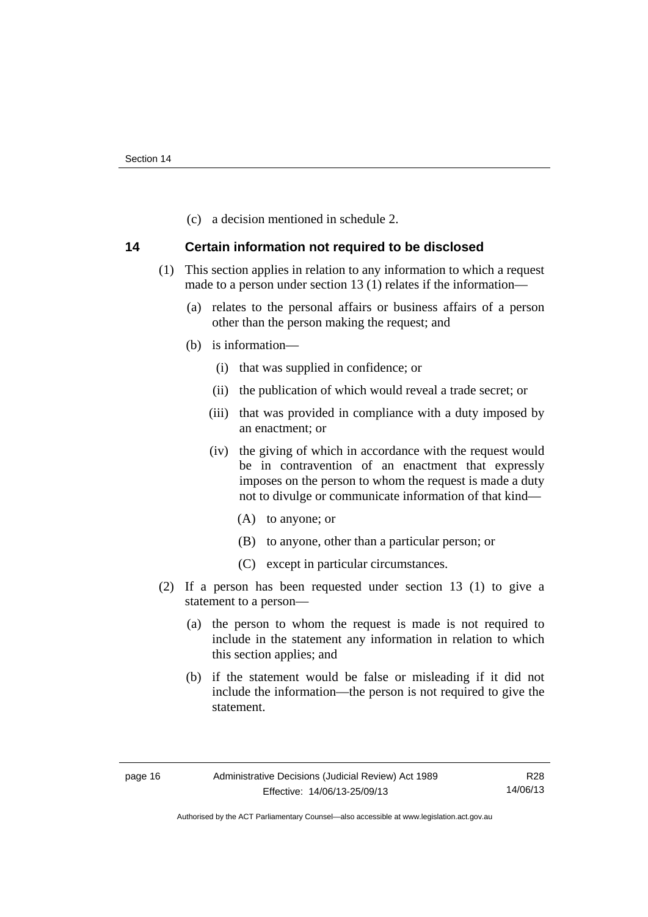(c) a decision mentioned in schedule 2.

## 14 Certain information not required to be disclosed

(1) This section applies in relation to any information to which a request made to a person under section 13 (1) relates if the information—

(a) relates to the personal affairs or business affairs of a person other than the person making the request; and

(b) is information—

(i) that was supplied in confidence; or

(ii) the publication of which would reveal a trade secret; or

(iii) that was provided in compliance with a duty imposed by an enactment; or

(iv) the giving of which in accordance with the request would be in contravention of an enactment that expressly imposes on the person to whom the request is made a duty not to divulge or communicate information of that kind—

(A) to anyone; or

(B) to anyone, other than a particular person; or

(C) except in particular circumstances.

(2) If a person has been requested under section 13 (1) to give a statement to a person—

(a) the person to whom the request is made is not required to include in the statement any information in relation to which this section applies; and

(b) if the statement would be false or misleading if it did not include the information—the person is not required to give the statement.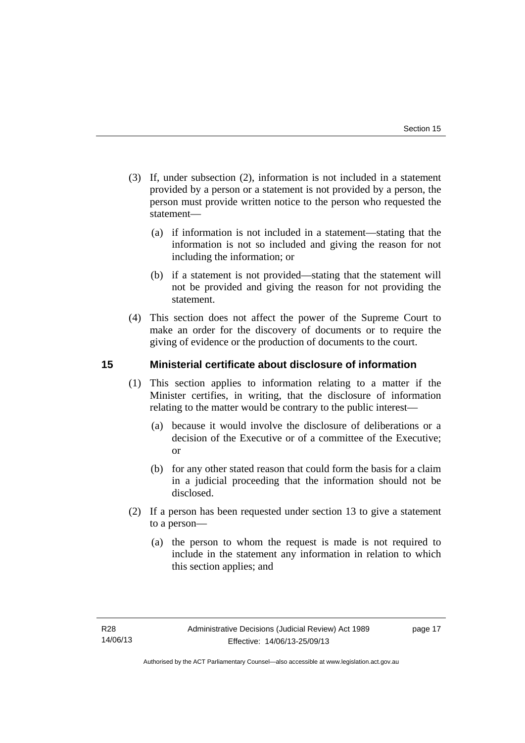(3) If, under subsection (2), information is not included in a statement provided by a person or a statement is not provided by a person, the person must provide written notice to the person who requested the statement—

(a) if information is not included in a statement—stating that the information is not so included and giving the reason for not including the information; or

(b) if a statement is not provided—stating that the statement will not be provided and giving the reason for not providing the statement.

(4) This section does not affect the power of the Supreme Court to make an order for the discovery of documents or to require the giving of evidence or the production of documents to the court.

## 15 Ministerial certificate about disclosure of information

(1) This section applies to information relating to a matter if the Minister certifies, in writing, that the disclosure of information relating to the matter would be contrary to the public interest—

(a) because it would involve the disclosure of deliberations or a decision of the Executive or of a committee of the Executive; or

(b) for any other stated reason that could form the basis for a claim in a judicial proceeding that the information should not be disclosed.

(2) If a person has been requested under section 13 to give a statement to a person—

(a) the person to whom the request is made is not required to include in the statement any information in relation to which this section applies; and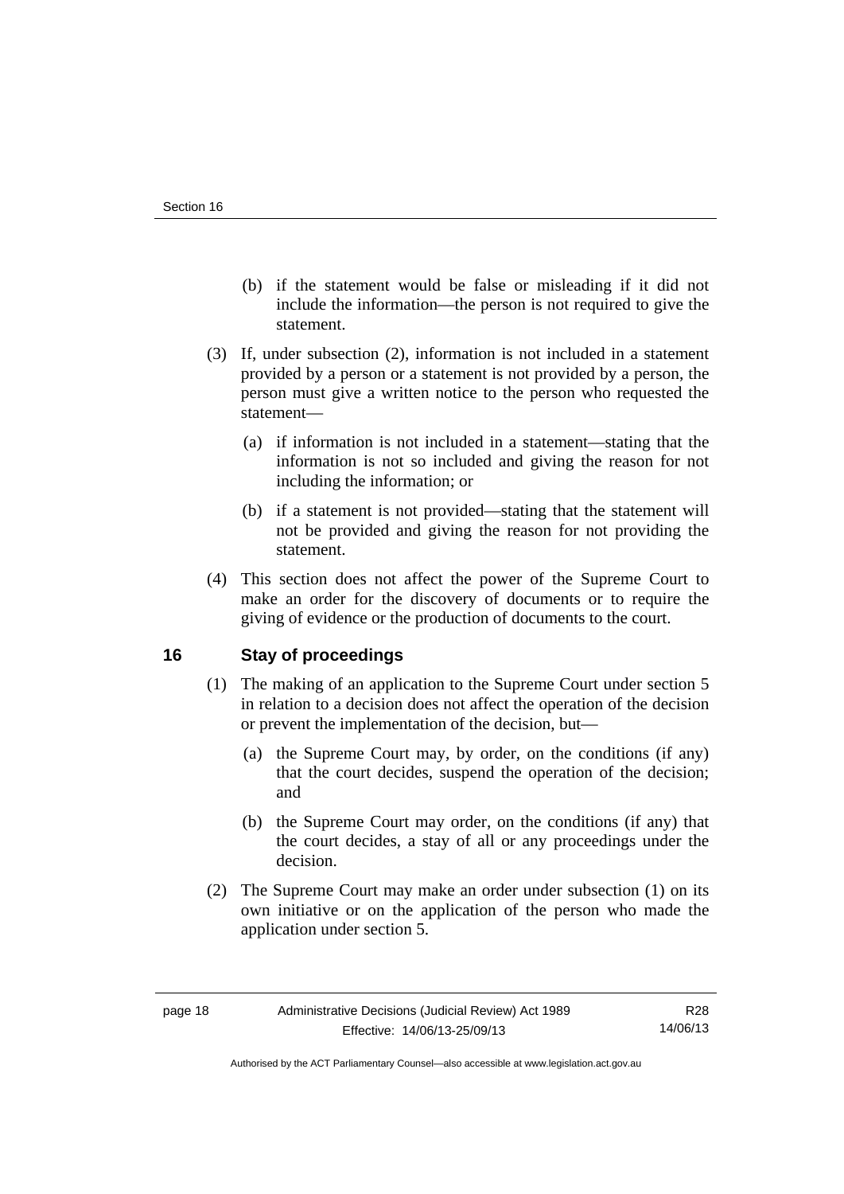(b) if the statement would be false or misleading if it did not include the information—the person is not required to give the statement.

(3) If, under subsection (2), information is not included in a statement provided by a person or a statement is not provided by a person, the person must give a written notice to the person who requested the statement—

(a) if information is not included in a statement—stating that the information is not so included and giving the reason for not including the information; or

(b) if a statement is not provided—stating that the statement will not be provided and giving the reason for not providing the statement.

(4) This section does not affect the power of the Supreme Court to make an order for the discovery of documents or to require the giving of evidence or the production of documents to the court.

## 16 Stay of proceedings

(1) The making of an application to the Supreme Court under section 5 in relation to a decision does not affect the operation of the decision or prevent the implementation of the decision, but—

(a) the Supreme Court may, by order, on the conditions (if any) that the court decides, suspend the operation of the decision; and

(b) the Supreme Court may order, on the conditions (if any) that the court decides, a stay of all or any proceedings under the decision.

(2) The Supreme Court may make an order under subsection (1) on its own initiative or on the application of the person who made the application under section 5.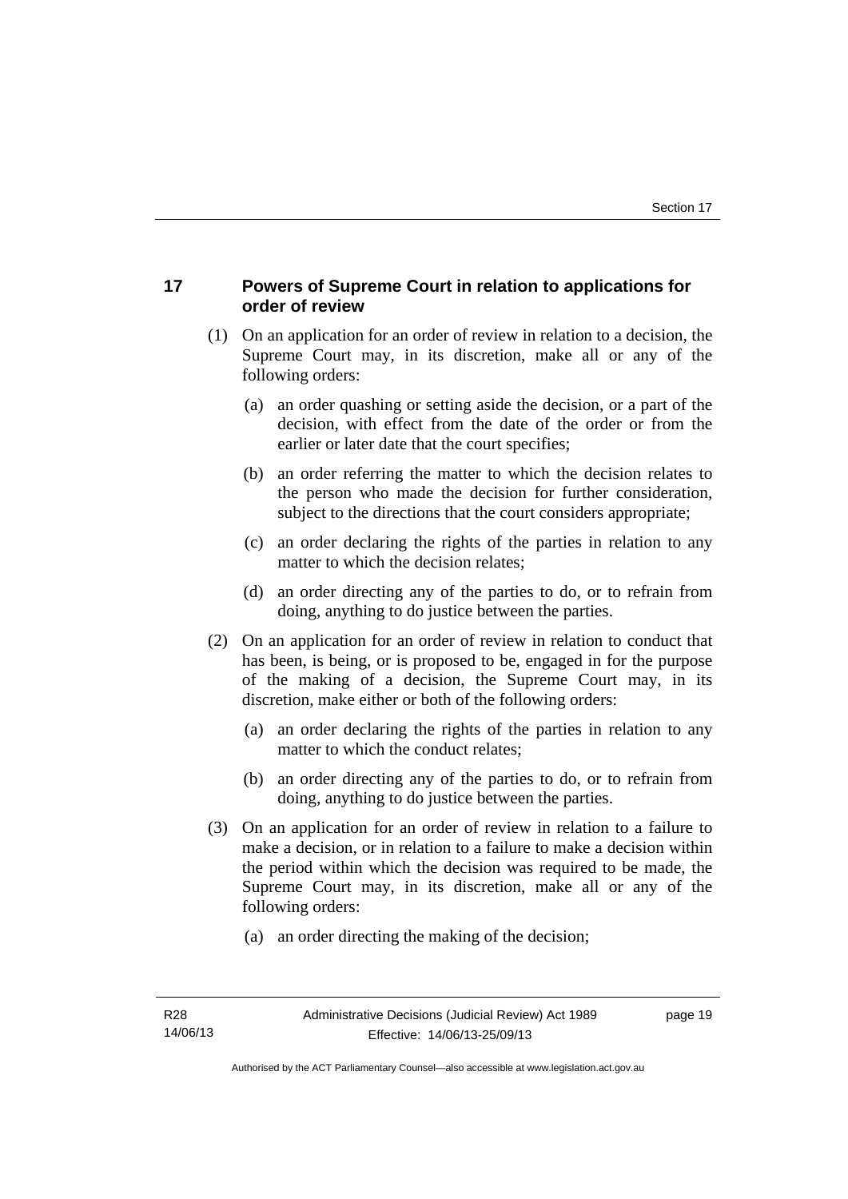## 17 Powers of Supreme Court in relation to applications for order of review

(1) On an application for an order of review in relation to a decision, the Supreme Court may, in its discretion, make all or any of the following orders:

(a) an order quashing or setting aside the decision, or a part of the decision, with effect from the date of the order or from the earlier or later date that the court specifies;

(b) an order referring the matter to which the decision relates to the person who made the decision for further consideration, subject to the directions that the court considers appropriate;

(c) an order declaring the rights of the parties in relation to any matter to which the decision relates;

(d) an order directing any of the parties to do, or to refrain from doing, anything to do justice between the parties.

(2) On an application for an order of review in relation to conduct that has been, is being, or is proposed to be, engaged in for the purpose of the making of a decision, the Supreme Court may, in its discretion, make either or both of the following orders:

(a) an order declaring the rights of the parties in relation to any matter to which the conduct relates;

(b) an order directing any of the parties to do, or to refrain from doing, anything to do justice between the parties.

(3) On an application for an order of review in relation to a failure to make a decision, or in relation to a failure to make a decision within the period within which the decision was required to be made, the Supreme Court may, in its discretion, make all or any of the following orders:

(a) an order directing the making of the decision;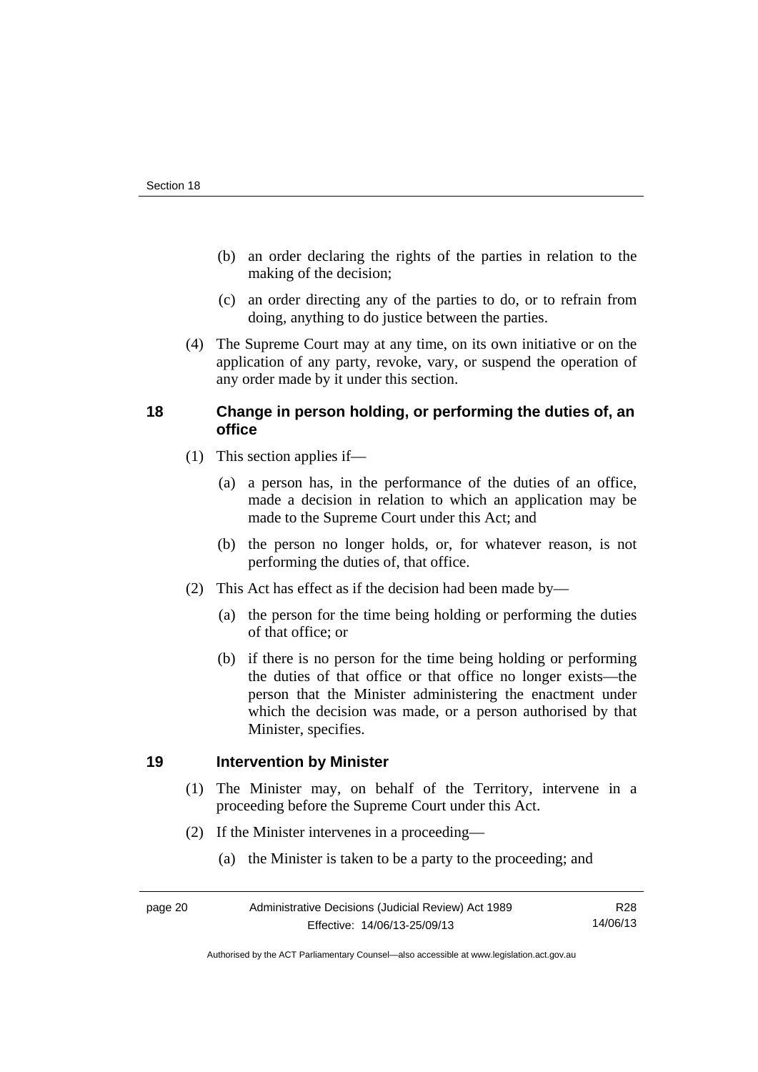(b) an order declaring the rights of the parties in relation to the making of the decision;

(c) an order directing any of the parties to do, or to refrain from doing, anything to do justice between the parties.

(4) The Supreme Court may at any time, on its own initiative or on the application of any party, revoke, vary, or suspend the operation of any order made by it under this section.

## 18 Change in person holding, or performing the duties of, an office

(1) This section applies if—

(a) a person has, in the performance of the duties of an office, made a decision in relation to which an application may be made to the Supreme Court under this Act; and

(b) the person no longer holds, or, for whatever reason, is not performing the duties of, that office.

(2) This Act has effect as if the decision had been made by—

(a) the person for the time being holding or performing the duties of that office; or

(b) if there is no person for the time being holding or performing the duties of that office or that office no longer exists—the person that the Minister administering the enactment under which the decision was made, or a person authorised by that Minister, specifies.

## 19 Intervention by Minister

(1) The Minister may, on behalf of the Territory, intervene in a proceeding before the Supreme Court under this Act.

(2) If the Minister intervenes in a proceeding—

(a) the Minister is taken to be a party to the proceeding; and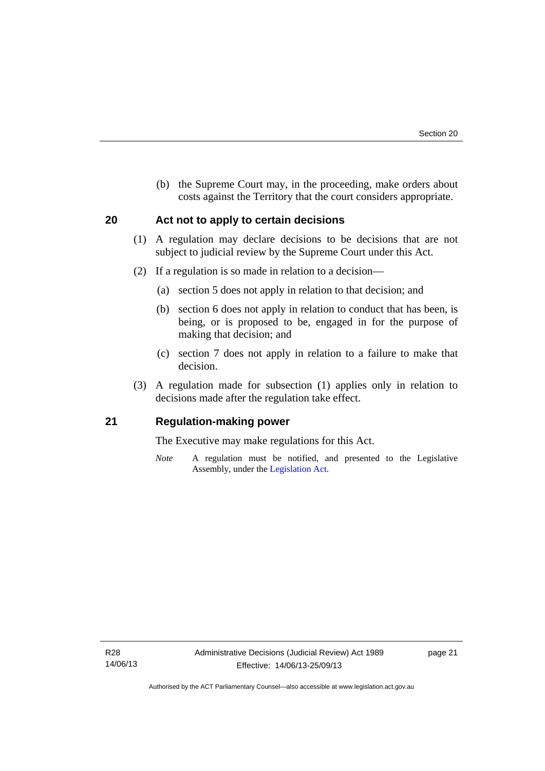(b) the Supreme Court may, in the proceeding, make orders about costs against the Territory that the court considers appropriate.

## 20 Act not to apply to certain decisions

(1) A regulation may declare decisions to be decisions that are not subject to judicial review by the Supreme Court under this Act.

(2) If a regulation is so made in relation to a decision—

(a) section 5 does not apply in relation to that decision; and

(b) section 6 does not apply in relation to conduct that has been, is being, or is proposed to be, engaged in for the purpose of making that decision; and

(c) section 7 does not apply in relation to a failure to make that decision.

(3) A regulation made for subsection (1) applies only in relation to decisions made after the regulation take effect.

## 21 Regulation-making power

The Executive may make regulations for this Act.

*Note* A regulation must be notified, and presented to the Legislative Assembly, under the Legislation Act.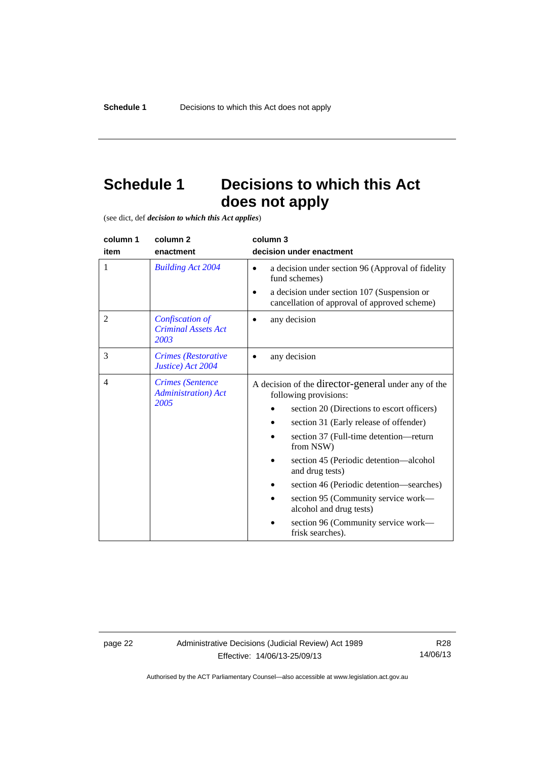# Schedule 1 Decisions to which this Act does not apply

(see dict, def ***decision to which this Act applies***)

| column 1<br>item | column 2<br>enactment | column 3<br>decision under enactment |
|---|---|---|
| 1 | *Building Act 2004* | • a decision under section 96 (Approval of fidelity fund schemes)<br>• a decision under section 107 (Suspension or cancellation of approval of approved scheme) |
| 2 | *Confiscation of Criminal Assets Act 2003* | • any decision |
| 3 | *Crimes (Restorative Justice) Act 2004* | • any decision |
| 4 | *Crimes (Sentence Administration) Act 2005* | A decision of the director-general under any of the following provisions:<br>• section 20 (Directions to escort officers)<br>• section 31 (Early release of offender)<br>• section 37 (Full-time detention—return from NSW)<br>• section 45 (Periodic detention—alcohol and drug tests)<br>• section 46 (Periodic detention—searches)<br>• section 95 (Community service work—alcohol and drug tests)<br>• section 96 (Community service work—frisk searches). |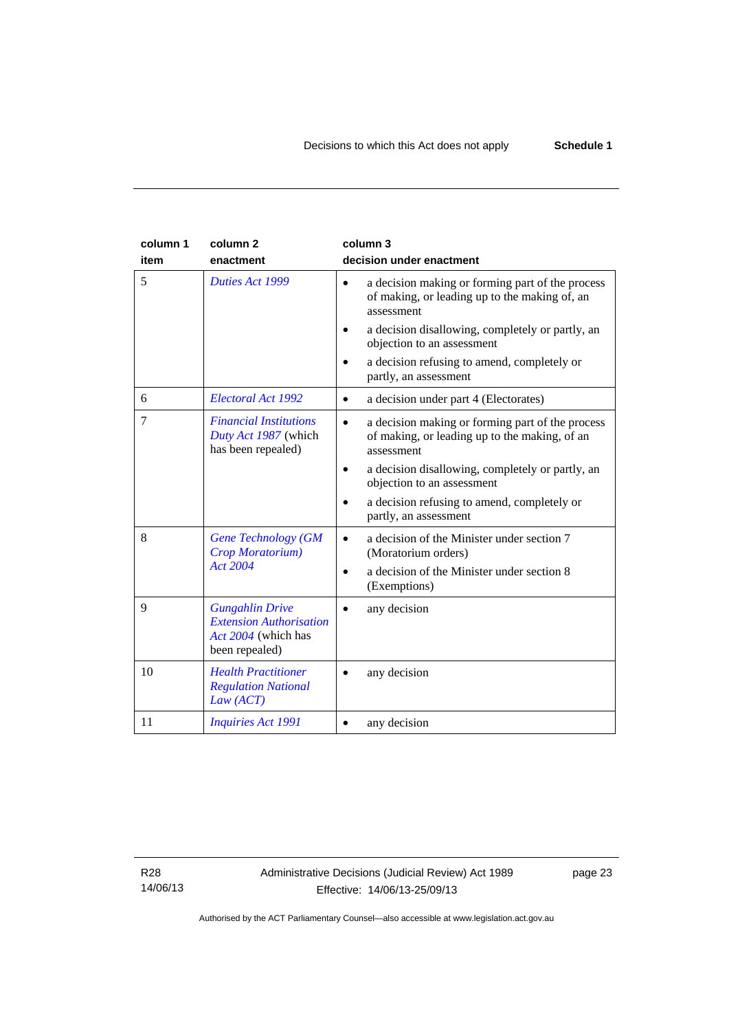| column 1<br>item | column 2<br>enactment | column 3<br>decision under enactment |
|---|---|---|
| 5 | *Duties Act 1999* | • a decision making or forming part of the process of making, or leading up to the making of, an assessment<br>• a decision disallowing, completely or partly, an objection to an assessment<br>• a decision refusing to amend, completely or partly, an assessment |
| 6 | *Electoral Act 1992* | • a decision under part 4 (Electorates) |
| 7 | *Financial Institutions Duty Act 1987* (which has been repealed) | • a decision making or forming part of the process of making, or leading up to the making, of an assessment<br>• a decision disallowing, completely or partly, an objection to an assessment<br>• a decision refusing to amend, completely or partly, an assessment |
| 8 | *Gene Technology (GM Crop Moratorium) Act 2004* | • a decision of the Minister under section 7 (Moratorium orders)<br>• a decision of the Minister under section 8 (Exemptions) |
| 9 | *Gungahlin Drive Extension Authorisation Act 2004* (which has been repealed) | • any decision |
| 10 | *Health Practitioner Regulation National Law (ACT)* | • any decision |
| 11 | *Inquiries Act 1991* | • any decision |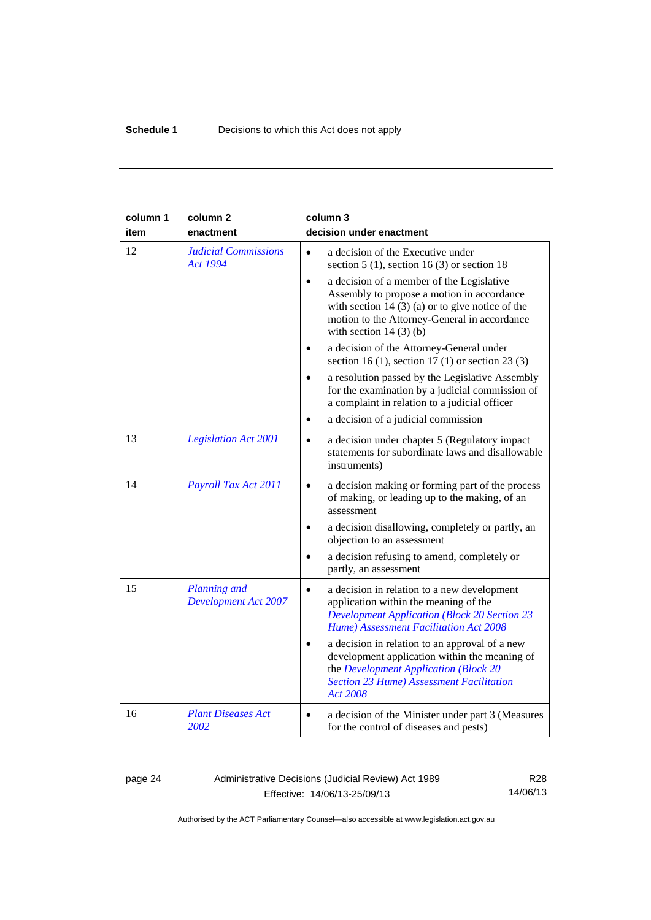**Schedule 1** Decisions to which this Act does not apply

| column 1<br>item | column 2<br>enactment | column 3<br>decision under enactment |
|---|---|---|
| 12 | *Judicial Commissions Act 1994* | • a decision of the Executive under section 5 (1), section 16 (3) or section 18<br>• a decision of a member of the Legislative Assembly to propose a motion in accordance with section 14 (3) (a) or to give notice of the motion to the Attorney-General in accordance with section 14 (3) (b)<br>• a decision of the Attorney-General under section 16 (1), section 17 (1) or section 23 (3)<br>• a resolution passed by the Legislative Assembly for the examination by a judicial commission of a complaint in relation to a judicial officer<br>• a decision of a judicial commission |
| 13 | *Legislation Act 2001* | • a decision under chapter 5 (Regulatory impact statements for subordinate laws and disallowable instruments) |
| 14 | *Payroll Tax Act 2011* | • a decision making or forming part of the process of making, or leading up to the making, of an assessment<br>• a decision disallowing, completely or partly, an objection to an assessment<br>• a decision refusing to amend, completely or partly, an assessment |
| 15 | *Planning and Development Act 2007* | • a decision in relation to a new development application within the meaning of the *Development Application (Block 20 Section 23 Hume) Assessment Facilitation Act 2008*<br>• a decision in relation to an approval of a new development application within the meaning of the *Development Application (Block 20 Section 23 Hume) Assessment Facilitation Act 2008* |
| 16 | *Plant Diseases Act 2002* | • a decision of the Minister under part 3 (Measures for the control of diseases and pests) |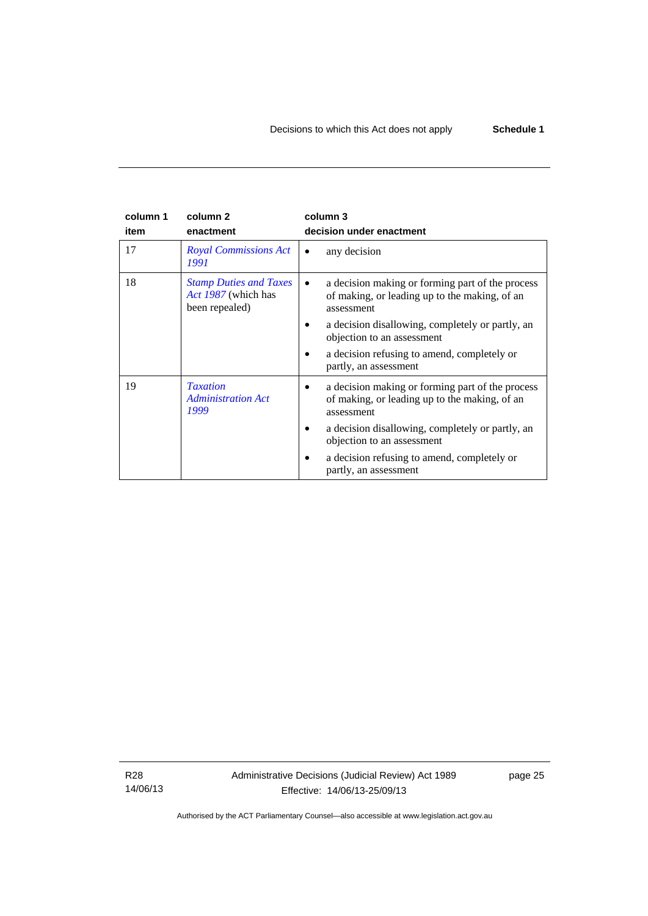| column 1<br>item | column 2<br>enactment | column 3<br>decision under enactment |
|---|---|---|
| 17 | *Royal Commissions Act 1991* | • any decision |
| 18 | *Stamp Duties and Taxes Act 1987* (which has been repealed) | • a decision making or forming part of the process of making, or leading up to the making, of an assessment<br>• a decision disallowing, completely or partly, an objection to an assessment<br>• a decision refusing to amend, completely or partly, an assessment |
| 19 | *Taxation Administration Act 1999* | • a decision making or forming part of the process of making, or leading up to the making, of an assessment<br>• a decision disallowing, completely or partly, an objection to an assessment<br>• a decision refusing to amend, completely or partly, an assessment |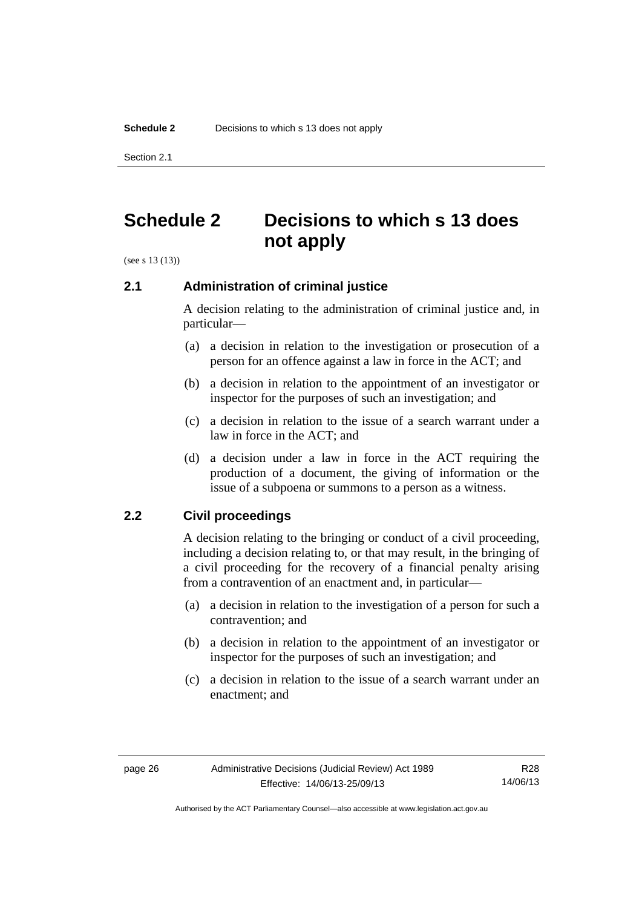# Schedule 2 Decisions to which s 13 does not apply

(see s 13 (13))

## 2.1 Administration of criminal justice

A decision relating to the administration of criminal justice and, in particular—

(a) a decision in relation to the investigation or prosecution of a person for an offence against a law in force in the ACT; and

(b) a decision in relation to the appointment of an investigator or inspector for the purposes of such an investigation; and

(c) a decision in relation to the issue of a search warrant under a law in force in the ACT; and

(d) a decision under a law in force in the ACT requiring the production of a document, the giving of information or the issue of a subpoena or summons to a person as a witness.

## 2.2 Civil proceedings

A decision relating to the bringing or conduct of a civil proceeding, including a decision relating to, or that may result, in the bringing of a civil proceeding for the recovery of a financial penalty arising from a contravention of an enactment and, in particular—

(a) a decision in relation to the investigation of a person for such a contravention; and

(b) a decision in relation to the appointment of an investigator or inspector for the purposes of such an investigation; and

(c) a decision in relation to the issue of a search warrant under an enactment; and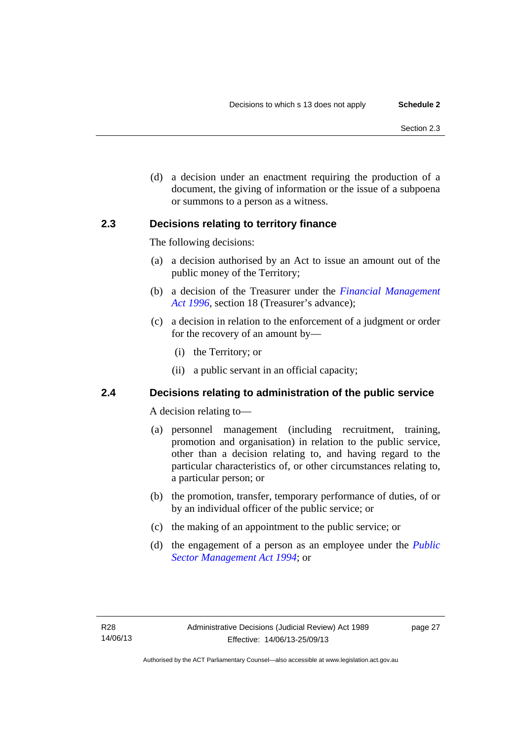(d) a decision under an enactment requiring the production of a document, the giving of information or the issue of a subpoena or summons to a person as a witness.

## 2.3 Decisions relating to territory finance

The following decisions:

(a) a decision authorised by an Act to issue an amount out of the public money of the Territory;

(b) a decision of the Treasurer under the *Financial Management Act 1996*, section 18 (Treasurer's advance);

(c) a decision in relation to the enforcement of a judgment or order for the recovery of an amount by—

  (i) the Territory; or

  (ii) a public servant in an official capacity;

## 2.4 Decisions relating to administration of the public service

A decision relating to—

(a) personnel management (including recruitment, training, promotion and organisation) in relation to the public service, other than a decision relating to, and having regard to the particular characteristics of, or other circumstances relating to, a particular person; or

(b) the promotion, transfer, temporary performance of duties, of or by an individual officer of the public service; or

(c) the making of an appointment to the public service; or

(d) the engagement of a person as an employee under the *Public Sector Management Act 1994*; or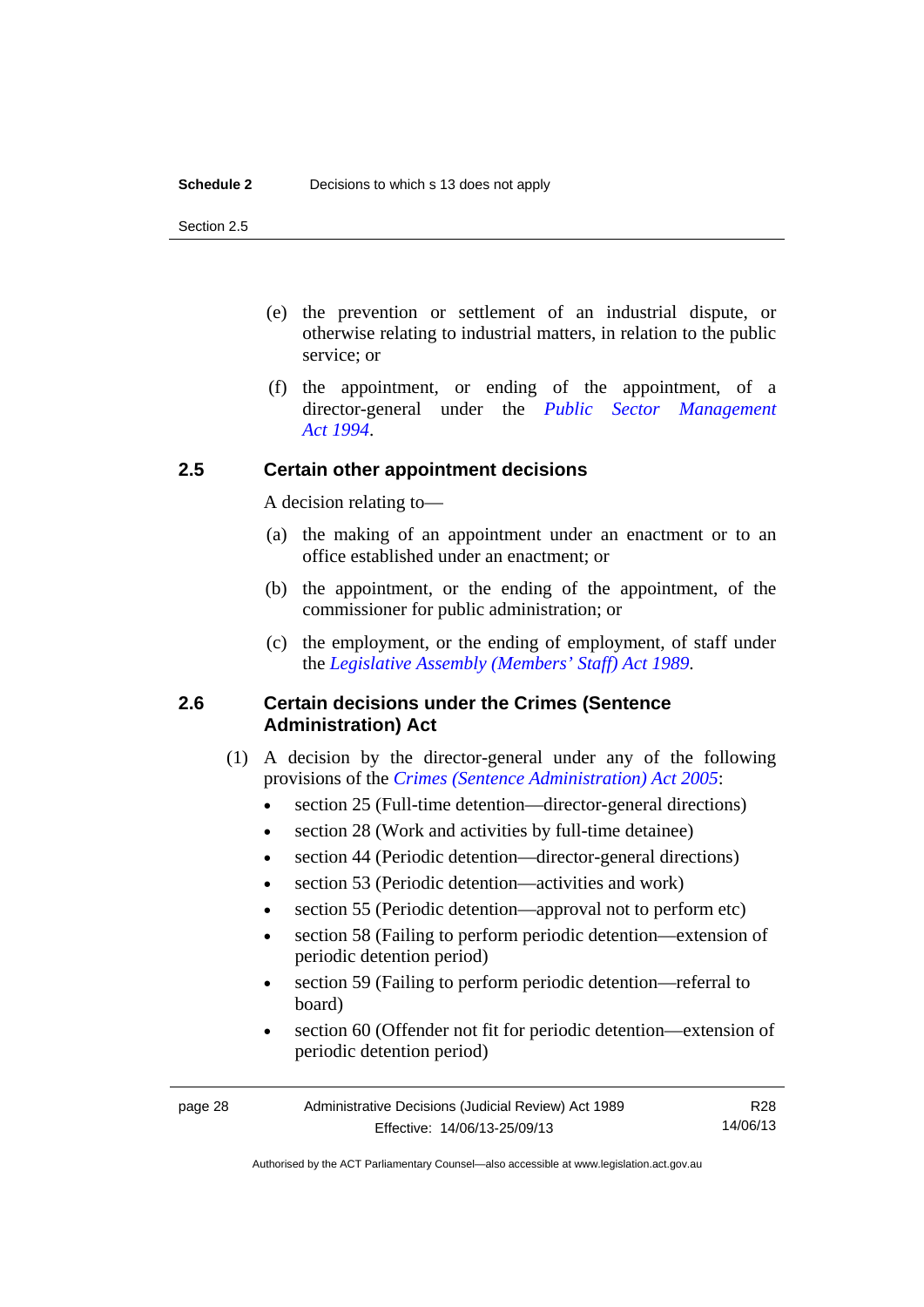(e) the prevention or settlement of an industrial dispute, or otherwise relating to industrial matters, in relation to the public service; or

(f) the appointment, or ending of the appointment, of a director-general under the *Public Sector Management Act 1994*.

## 2.5 Certain other appointment decisions

A decision relating to—

(a) the making of an appointment under an enactment or to an office established under an enactment; or

(b) the appointment, or the ending of the appointment, of the commissioner for public administration; or

(c) the employment, or the ending of employment, of staff under the *Legislative Assembly (Members' Staff) Act 1989*.

## 2.6 Certain decisions under the Crimes (Sentence Administration) Act

(1) A decision by the director-general under any of the following provisions of the *Crimes (Sentence Administration) Act 2005*:

- section 25 (Full-time detention—director-general directions)
- section 28 (Work and activities by full-time detainee)
- section 44 (Periodic detention—director-general directions)
- section 53 (Periodic detention—activities and work)
- section 55 (Periodic detention—approval not to perform etc)
- section 58 (Failing to perform periodic detention—extension of periodic detention period)
- section 59 (Failing to perform periodic detention—referral to board)
- section 60 (Offender not fit for periodic detention—extension of periodic detention period)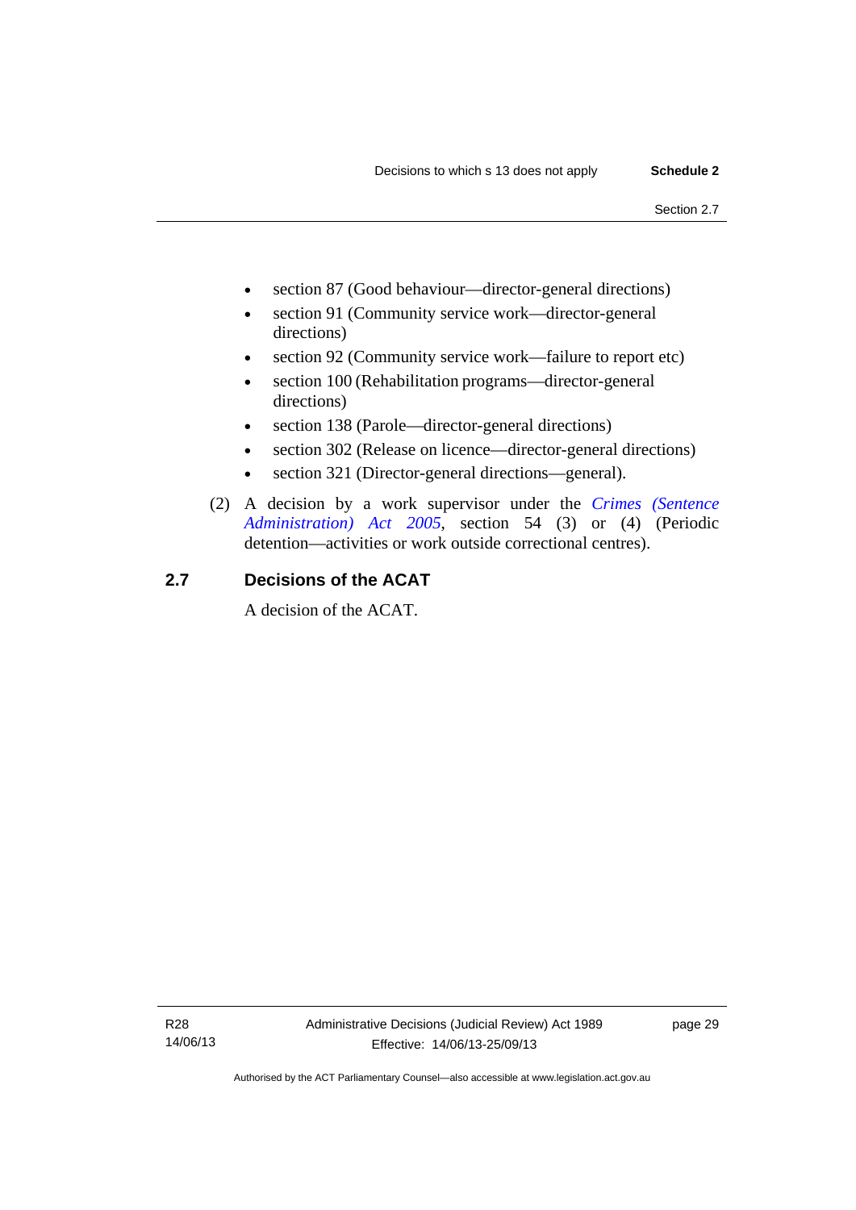- section 87 (Good behaviour—director-general directions)
- section 91 (Community service work—director-general directions)
- section 92 (Community service work—failure to report etc)
- section 100 (Rehabilitation programs—director-general directions)
- section 138 (Parole—director-general directions)
- section 302 (Release on licence—director-general directions)
- section 321 (Director-general directions—general).

(2) A decision by a work supervisor under the *Crimes (Sentence Administration) Act 2005*, section 54 (3) or (4) (Periodic detention—activities or work outside correctional centres).

## 2.7 Decisions of the ACAT

A decision of the ACAT.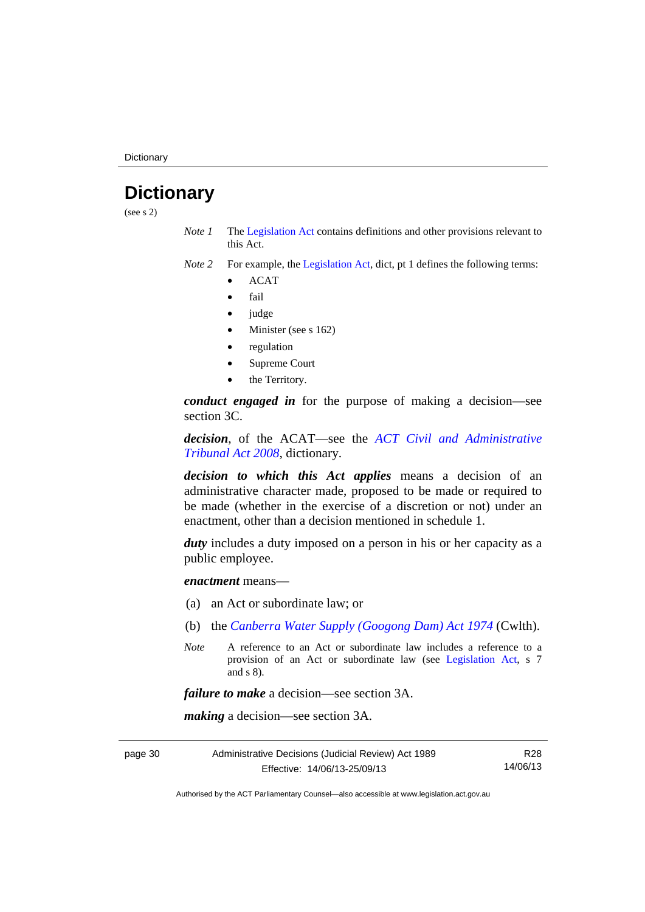# Dictionary

(see s 2)

*Note 1* The Legislation Act contains definitions and other provisions relevant to this Act.

*Note 2* For example, the Legislation Act, dict, pt 1 defines the following terms:

- ACAT
- fail
- judge
- Minister (see s 162)
- regulation
- Supreme Court
- the Territory.

***conduct engaged in*** for the purpose of making a decision—see section 3C.

***decision***, of the ACAT—see the *ACT Civil and Administrative Tribunal Act 2008*, dictionary.

***decision to which this Act applies*** means a decision of an administrative character made, proposed to be made or required to be made (whether in the exercise of a discretion or not) under an enactment, other than a decision mentioned in schedule 1.

***duty*** includes a duty imposed on a person in his or her capacity as a public employee.

***enactment*** means—

(a) an Act or subordinate law; or

(b) the *Canberra Water Supply (Googong Dam) Act 1974* (Cwlth).

*Note* A reference to an Act or subordinate law includes a reference to a provision of an Act or subordinate law (see Legislation Act, s 7 and s 8).

***failure to make*** a decision—see section 3A.

***making*** a decision—see section 3A.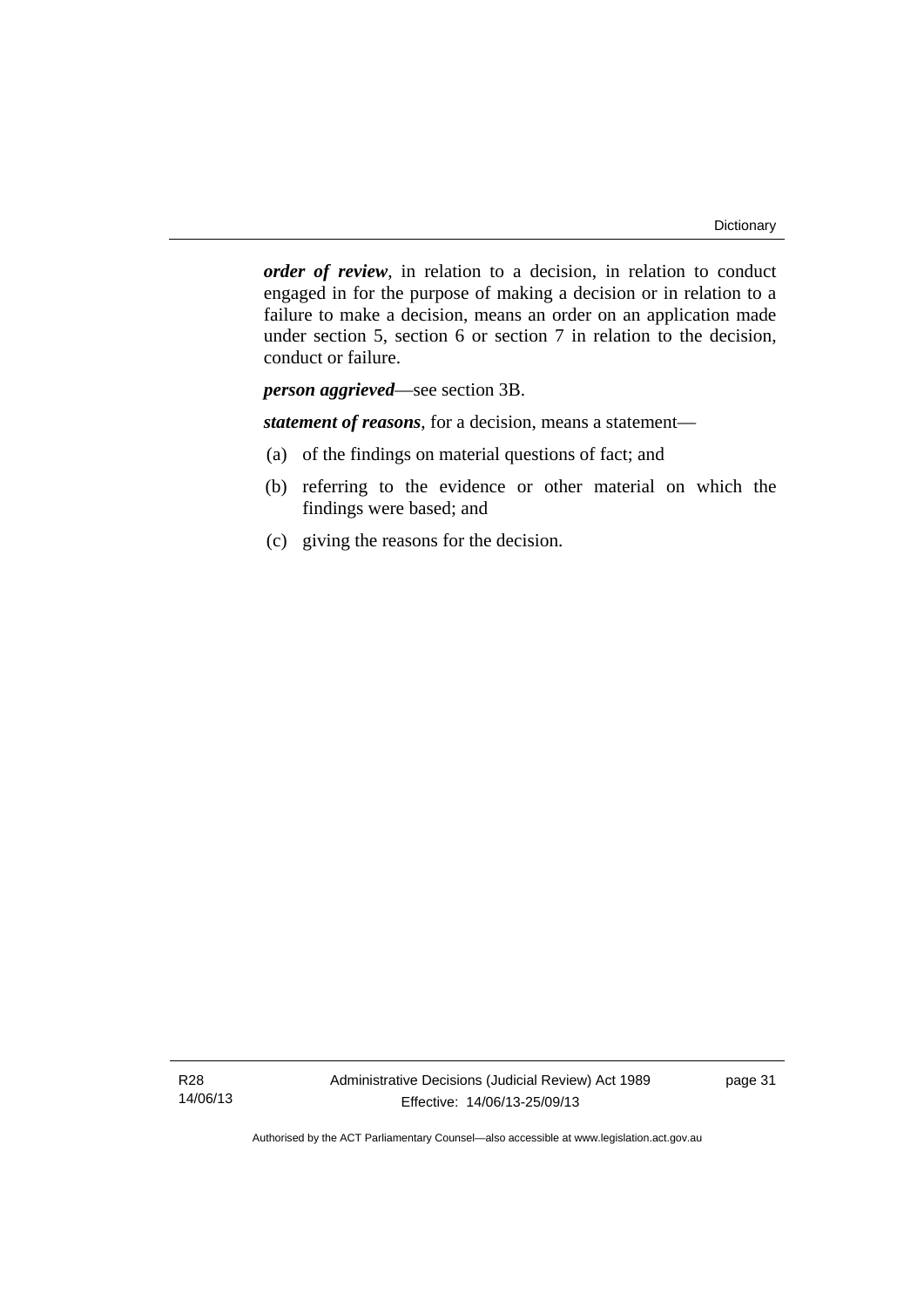***order of review***, in relation to a decision, in relation to conduct engaged in for the purpose of making a decision or in relation to a failure to make a decision, means an order on an application made under section 5, section 6 or section 7 in relation to the decision, conduct or failure.

***person aggrieved***—see section 3B.

***statement of reasons***, for a decision, means a statement—

(a) of the findings on material questions of fact; and

(b) referring to the evidence or other material on which the findings were based; and

(c) giving the reasons for the decision.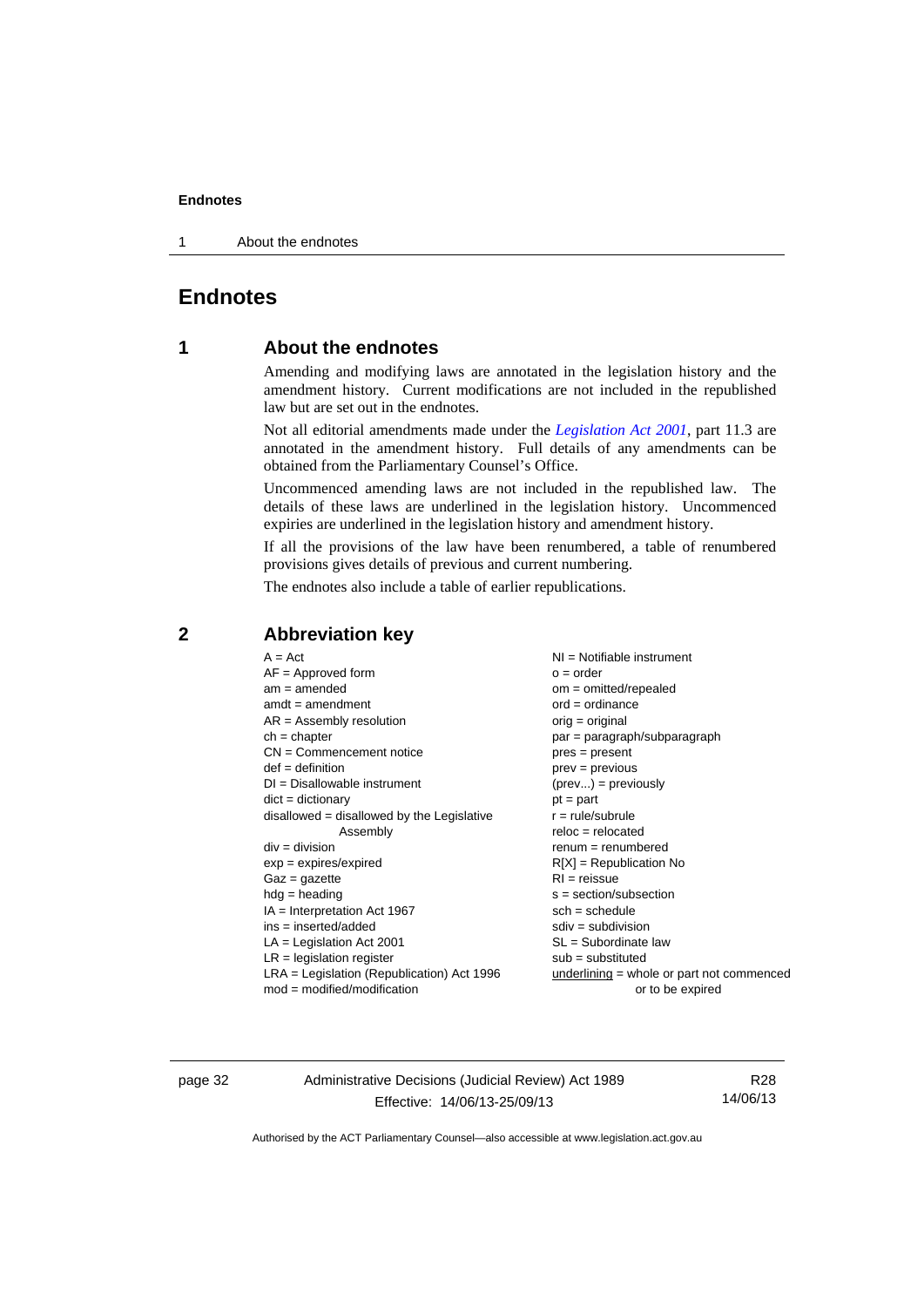# Endnotes

## 1 About the endnotes

Amending and modifying laws are annotated in the legislation history and the amendment history. Current modifications are not included in the republished law but are set out in the endnotes.

Not all editorial amendments made under the *Legislation Act 2001*, part 11.3 are annotated in the amendment history. Full details of any amendments can be obtained from the Parliamentary Counsel's Office.

Uncommenced amending laws are not included in the republished law. The details of these laws are underlined in the legislation history. Uncommenced expiries are underlined in the legislation history and amendment history.

If all the provisions of the law have been renumbered, a table of renumbered provisions gives details of previous and current numbering.

The endnotes also include a table of earlier republications.

## 2 Abbreviation key

A = Act
AF = Approved form
am = amended
amdt = amendment
AR = Assembly resolution
ch = chapter
CN = Commencement notice
def = definition
DI = Disallowable instrument
dict = dictionary
disallowed = disallowed by the Legislative Assembly
div = division
exp = expires/expired
Gaz = gazette
hdg = heading
IA = Interpretation Act 1967
ins = inserted/added
LA = Legislation Act 2001
LR = legislation register
LRA = Legislation (Republication) Act 1996
mod = modified/modification
NI = Notifiable instrument
o = order
om = omitted/repealed
ord = ordinance
orig = original
par = paragraph/subparagraph
pres = present
prev = previous
(prev...) = previously
pt = part
r = rule/subrule
reloc = relocated
renum = renumbered
R[X] = Republication No
RI = reissue
s = section/subsection
sch = schedule
sdiv = subdivision
SL = Subordinate law
sub = substituted
underlining = whole or part not commenced or to be expired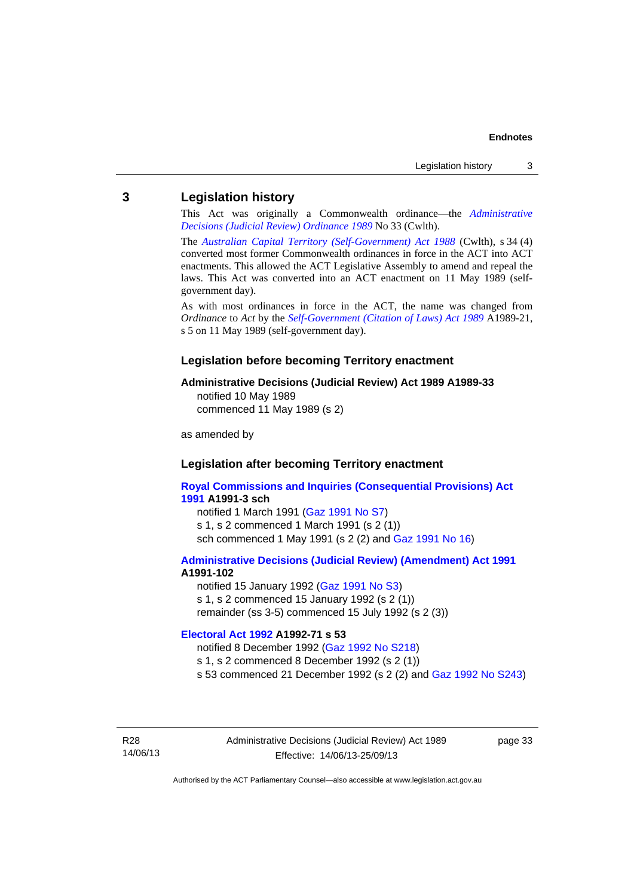## 3 Legislation history

This Act was originally a Commonwealth ordinance—the *Administrative Decisions (Judicial Review) Ordinance 1989* No 33 (Cwlth).

The *Australian Capital Territory (Self-Government) Act 1988* (Cwlth), s 34 (4) converted most former Commonwealth ordinances in force in the ACT into ACT enactments. This allowed the ACT Legislative Assembly to amend and repeal the laws. This Act was converted into an ACT enactment on 11 May 1989 (self-government day).

As with most ordinances in force in the ACT, the name was changed from *Ordinance* to *Act* by the *Self-Government (Citation of Laws) Act 1989* A1989-21, s 5 on 11 May 1989 (self-government day).

### Legislation before becoming Territory enactment

**Administrative Decisions (Judicial Review) Act 1989 A1989-33**
notified 10 May 1989
commenced 11 May 1989 (s 2)

as amended by

### Legislation after becoming Territory enactment

**Royal Commissions and Inquiries (Consequential Provisions) Act 1991 A1991-3 sch**
notified 1 March 1991 (Gaz 1991 No S7)
s 1, s 2 commenced 1 March 1991 (s 2 (1))
sch commenced 1 May 1991 (s 2 (2) and Gaz 1991 No 16)

**Administrative Decisions (Judicial Review) (Amendment) Act 1991 A1991-102**
notified 15 January 1992 (Gaz 1991 No S3)
s 1, s 2 commenced 15 January 1992 (s 2 (1))
remainder (ss 3-5) commenced 15 July 1992 (s 2 (3))

**Electoral Act 1992 A1992-71 s 53**
notified 8 December 1992 (Gaz 1992 No S218)
s 1, s 2 commenced 8 December 1992 (s 2 (1))
s 53 commenced 21 December 1992 (s 2 (2) and Gaz 1992 No S243)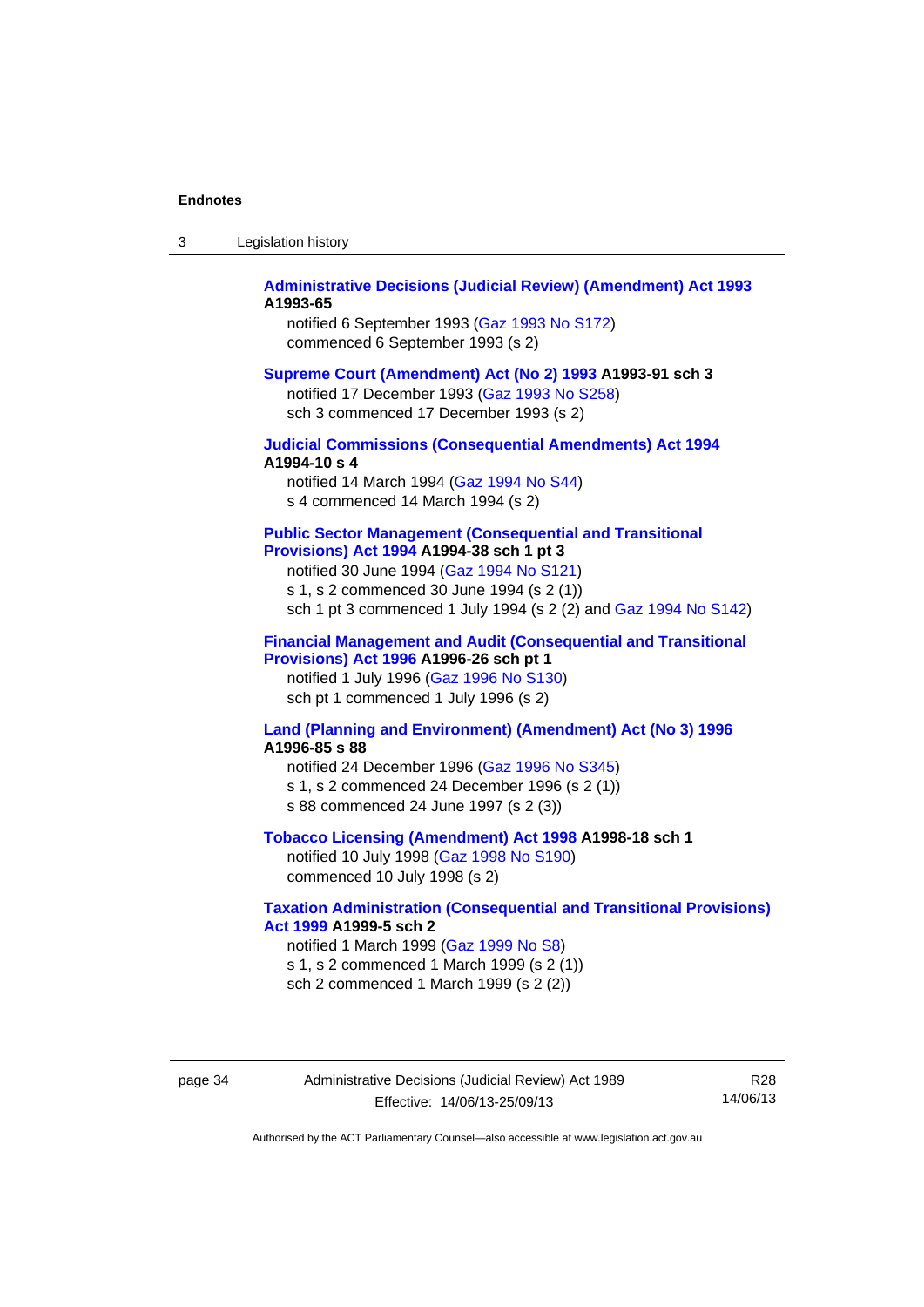**Administrative Decisions (Judicial Review) (Amendment) Act 1993** **A1993-65**

notified 6 September 1993 (Gaz 1993 No S172)
commenced 6 September 1993 (s 2)

**Supreme Court (Amendment) Act (No 2) 1993** **A1993-91 sch 3**

notified 17 December 1993 (Gaz 1993 No S258)
sch 3 commenced 17 December 1993 (s 2)

**Judicial Commissions (Consequential Amendments) Act 1994** **A1994-10 s 4**

notified 14 March 1994 (Gaz 1994 No S44)
s 4 commenced 14 March 1994 (s 2)

**Public Sector Management (Consequential and Transitional Provisions) Act 1994** **A1994-38 sch 1 pt 3**

notified 30 June 1994 (Gaz 1994 No S121)
s 1, s 2 commenced 30 June 1994 (s 2 (1))
sch 1 pt 3 commenced 1 July 1994 (s 2 (2) and Gaz 1994 No S142)

**Financial Management and Audit (Consequential and Transitional Provisions) Act 1996** **A1996-26 sch pt 1**

notified 1 July 1996 (Gaz 1996 No S130)
sch pt 1 commenced 1 July 1996 (s 2)

**Land (Planning and Environment) (Amendment) Act (No 3) 1996** **A1996-85 s 88**

notified 24 December 1996 (Gaz 1996 No S345)
s 1, s 2 commenced 24 December 1996 (s 2 (1))
s 88 commenced 24 June 1997 (s 2 (3))

**Tobacco Licensing (Amendment) Act 1998** **A1998-18 sch 1**

notified 10 July 1998 (Gaz 1998 No S190)
commenced 10 July 1998 (s 2)

**Taxation Administration (Consequential and Transitional Provisions) Act 1999** **A1999-5 sch 2**

notified 1 March 1999 (Gaz 1999 No S8)
s 1, s 2 commenced 1 March 1999 (s 2 (1))
sch 2 commenced 1 March 1999 (s 2 (2))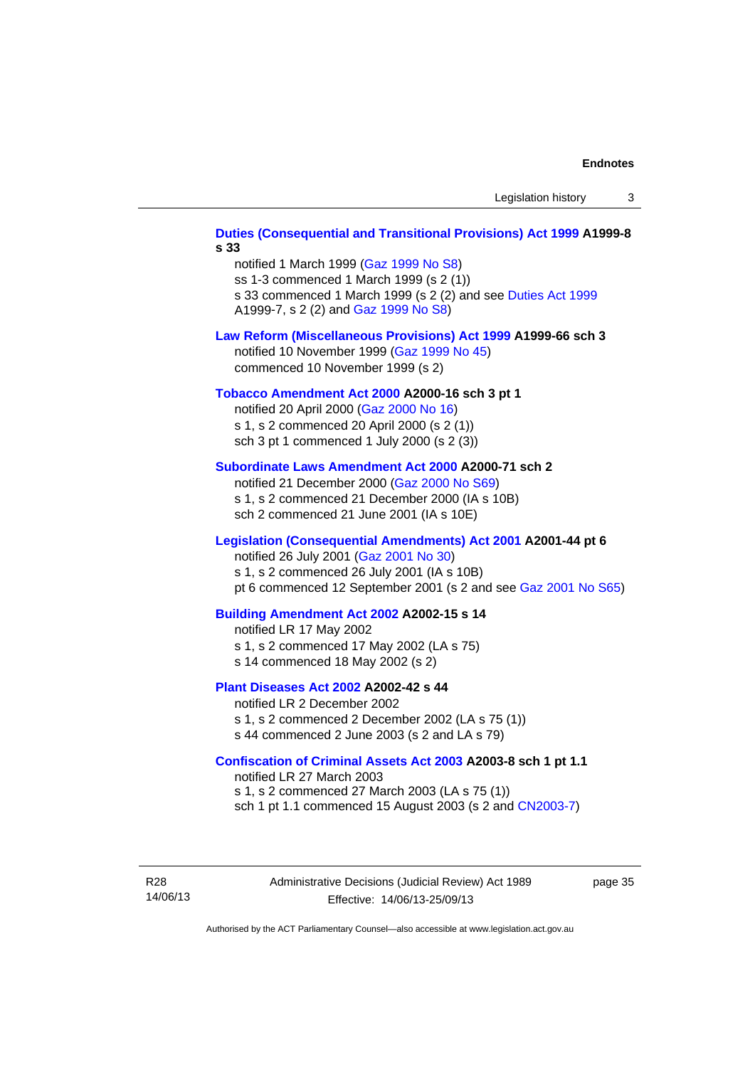**Duties (Consequential and Transitional Provisions) Act 1999 A1999-8 s 33**

notified 1 March 1999 (Gaz 1999 No S8)
ss 1-3 commenced 1 March 1999 (s 2 (1))
s 33 commenced 1 March 1999 (s 2 (2) and see Duties Act 1999 A1999-7, s 2 (2) and Gaz 1999 No S8)

**Law Reform (Miscellaneous Provisions) Act 1999 A1999-66 sch 3**

notified 10 November 1999 (Gaz 1999 No 45)
commenced 10 November 1999 (s 2)

**Tobacco Amendment Act 2000 A2000-16 sch 3 pt 1**

notified 20 April 2000 (Gaz 2000 No 16)
s 1, s 2 commenced 20 April 2000 (s 2 (1))
sch 3 pt 1 commenced 1 July 2000 (s 2 (3))

**Subordinate Laws Amendment Act 2000 A2000-71 sch 2**

notified 21 December 2000 (Gaz 2000 No S69)
s 1, s 2 commenced 21 December 2000 (IA s 10B)
sch 2 commenced 21 June 2001 (IA s 10E)

**Legislation (Consequential Amendments) Act 2001 A2001-44 pt 6**

notified 26 July 2001 (Gaz 2001 No 30)
s 1, s 2 commenced 26 July 2001 (IA s 10B)
pt 6 commenced 12 September 2001 (s 2 and see Gaz 2001 No S65)

**Building Amendment Act 2002 A2002-15 s 14**

notified LR 17 May 2002
s 1, s 2 commenced 17 May 2002 (LA s 75)
s 14 commenced 18 May 2002 (s 2)

**Plant Diseases Act 2002 A2002-42 s 44**

notified LR 2 December 2002
s 1, s 2 commenced 2 December 2002 (LA s 75 (1))
s 44 commenced 2 June 2003 (s 2 and LA s 79)

**Confiscation of Criminal Assets Act 2003 A2003-8 sch 1 pt 1.1**

notified LR 27 March 2003
s 1, s 2 commenced 27 March 2003 (LA s 75 (1))
sch 1 pt 1.1 commenced 15 August 2003 (s 2 and CN2003-7)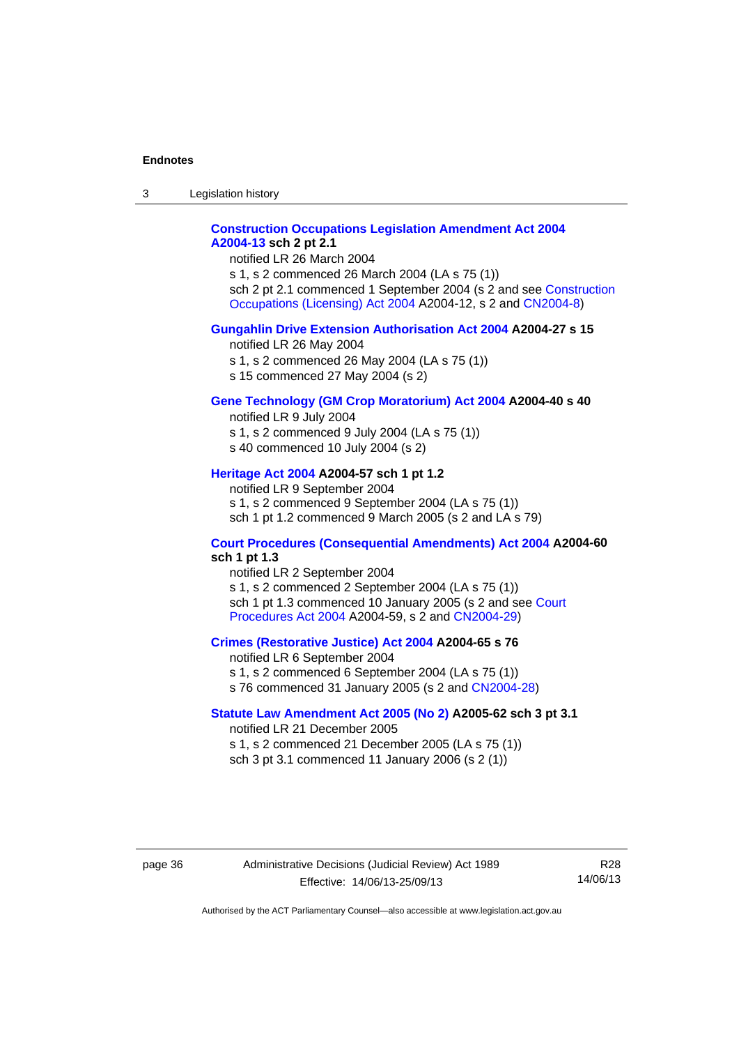**Construction Occupations Legislation Amendment Act 2004 A2004-13 sch 2 pt 2.1**

notified LR 26 March 2004

s 1, s 2 commenced 26 March 2004 (LA s 75 (1))

sch 2 pt 2.1 commenced 1 September 2004 (s 2 and see Construction Occupations (Licensing) Act 2004 A2004-12, s 2 and CN2004-8)

**Gungahlin Drive Extension Authorisation Act 2004 A2004-27 s 15**

notified LR 26 May 2004

s 1, s 2 commenced 26 May 2004 (LA s 75 (1))

s 15 commenced 27 May 2004 (s 2)

**Gene Technology (GM Crop Moratorium) Act 2004 A2004-40 s 40**

notified LR 9 July 2004

s 1, s 2 commenced 9 July 2004 (LA s 75 (1))

s 40 commenced 10 July 2004 (s 2)

**Heritage Act 2004 A2004-57 sch 1 pt 1.2**

notified LR 9 September 2004

s 1, s 2 commenced 9 September 2004 (LA s 75 (1))

sch 1 pt 1.2 commenced 9 March 2005 (s 2 and LA s 79)

**Court Procedures (Consequential Amendments) Act 2004 A2004-60 sch 1 pt 1.3**

notified LR 2 September 2004

s 1, s 2 commenced 2 September 2004 (LA s 75 (1))

sch 1 pt 1.3 commenced 10 January 2005 (s 2 and see Court Procedures Act 2004 A2004-59, s 2 and CN2004-29)

**Crimes (Restorative Justice) Act 2004 A2004-65 s 76**

notified LR 6 September 2004

s 1, s 2 commenced 6 September 2004 (LA s 75 (1))

s 76 commenced 31 January 2005 (s 2 and CN2004-28)

**Statute Law Amendment Act 2005 (No 2) A2005-62 sch 3 pt 3.1**

notified LR 21 December 2005

s 1, s 2 commenced 21 December 2005 (LA s 75 (1))

sch 3 pt 3.1 commenced 11 January 2006 (s 2 (1))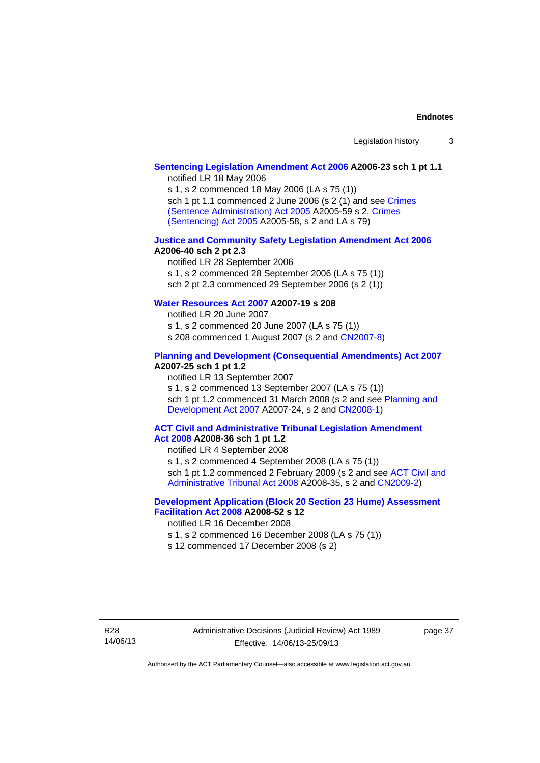**Sentencing Legislation Amendment Act 2006 A2006-23 sch 1 pt 1.1**

notified LR 18 May 2006

s 1, s 2 commenced 18 May 2006 (LA s 75 (1))

sch 1 pt 1.1 commenced 2 June 2006 (s 2 (1) and see Crimes (Sentence Administration) Act 2005 A2005-59 s 2, Crimes (Sentencing) Act 2005 A2005-58, s 2 and LA s 79)

**Justice and Community Safety Legislation Amendment Act 2006 A2006-40 sch 2 pt 2.3**

notified LR 28 September 2006

s 1, s 2 commenced 28 September 2006 (LA s 75 (1))

sch 2 pt 2.3 commenced 29 September 2006 (s 2 (1))

**Water Resources Act 2007 A2007-19 s 208**

notified LR 20 June 2007

s 1, s 2 commenced 20 June 2007 (LA s 75 (1))

s 208 commenced 1 August 2007 (s 2 and CN2007-8)

**Planning and Development (Consequential Amendments) Act 2007 A2007-25 sch 1 pt 1.2**

notified LR 13 September 2007

s 1, s 2 commenced 13 September 2007 (LA s 75 (1))

sch 1 pt 1.2 commenced 31 March 2008 (s 2 and see Planning and Development Act 2007 A2007-24, s 2 and CN2008-1)

**ACT Civil and Administrative Tribunal Legislation Amendment Act 2008 A2008-36 sch 1 pt 1.2**

notified LR 4 September 2008

s 1, s 2 commenced 4 September 2008 (LA s 75 (1))

sch 1 pt 1.2 commenced 2 February 2009 (s 2 and see ACT Civil and Administrative Tribunal Act 2008 A2008-35, s 2 and CN2009-2)

**Development Application (Block 20 Section 23 Hume) Assessment Facilitation Act 2008 A2008-52 s 12**

notified LR 16 December 2008

s 1, s 2 commenced 16 December 2008 (LA s 75 (1))

s 12 commenced 17 December 2008 (s 2)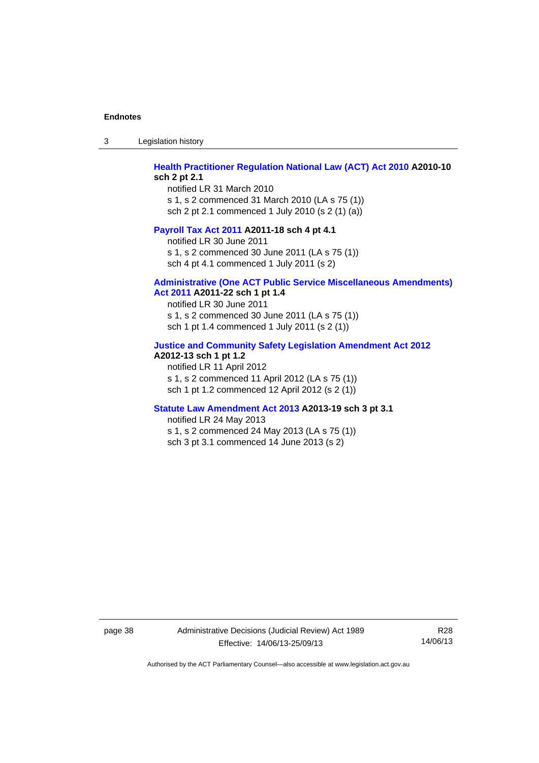**Health Practitioner Regulation National Law (ACT) Act 2010 A2010-10 sch 2 pt 2.1**

notified LR 31 March 2010
s 1, s 2 commenced 31 March 2010 (LA s 75 (1))
sch 2 pt 2.1 commenced 1 July 2010 (s 2 (1) (a))

**Payroll Tax Act 2011 A2011-18 sch 4 pt 4.1**

notified LR 30 June 2011
s 1, s 2 commenced 30 June 2011 (LA s 75 (1))
sch 4 pt 4.1 commenced 1 July 2011 (s 2)

**Administrative (One ACT Public Service Miscellaneous Amendments) Act 2011 A2011-22 sch 1 pt 1.4**

notified LR 30 June 2011
s 1, s 2 commenced 30 June 2011 (LA s 75 (1))
sch 1 pt 1.4 commenced 1 July 2011 (s 2 (1))

**Justice and Community Safety Legislation Amendment Act 2012 A2012-13 sch 1 pt 1.2**

notified LR 11 April 2012
s 1, s 2 commenced 11 April 2012 (LA s 75 (1))
sch 1 pt 1.2 commenced 12 April 2012 (s 2 (1))

**Statute Law Amendment Act 2013 A2013-19 sch 3 pt 3.1**

notified LR 24 May 2013
s 1, s 2 commenced 24 May 2013 (LA s 75 (1))
sch 3 pt 3.1 commenced 14 June 2013 (s 2)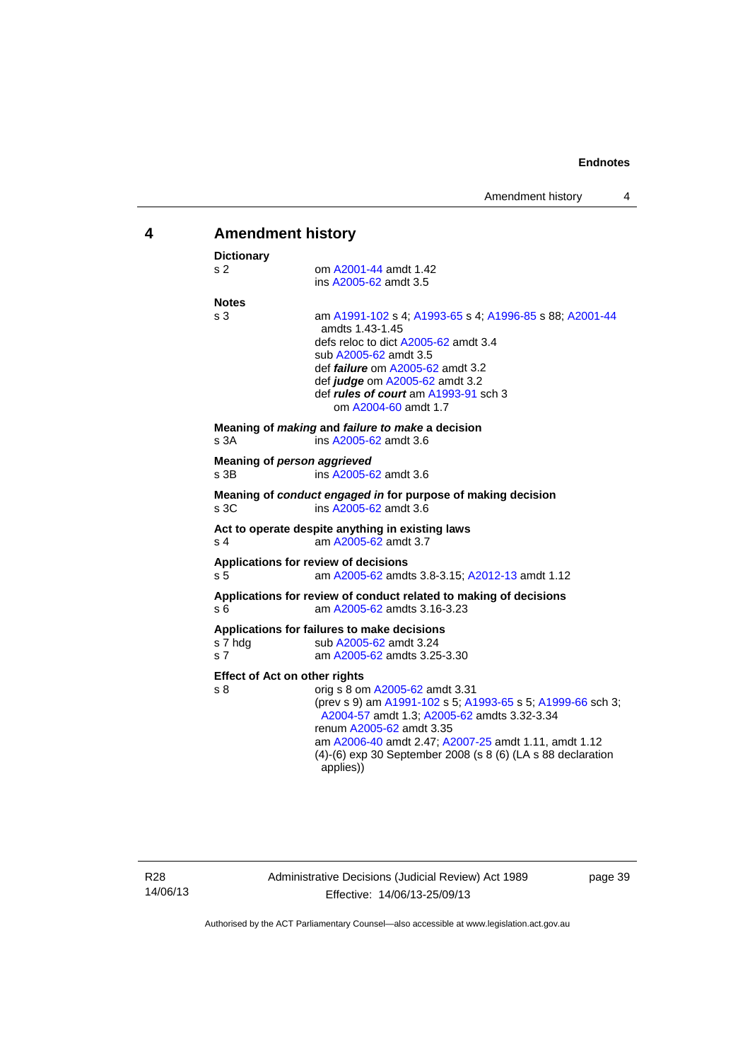## 4 Amendment history

**Dictionary**

s 2 om A2001-44 amdt 1.42
ins A2005-62 amdt 3.5

**Notes**

s 3 am A1991-102 s 4; A1993-65 s 4; A1996-85 s 88; A2001-44 amdts 1.43-1.45
defs reloc to dict A2005-62 amdt 3.4
sub A2005-62 amdt 3.5
def ***failure*** om A2005-62 amdt 3.2
def ***judge*** om A2005-62 amdt 3.2
def ***rules of court*** am A1993-91 sch 3
om A2004-60 amdt 1.7

**Meaning of *making* and *failure to make* a decision**

s 3A ins A2005-62 amdt 3.6

**Meaning of *person aggrieved***

s 3B ins A2005-62 amdt 3.6

**Meaning of *conduct engaged in* for purpose of making decision**

s 3C ins A2005-62 amdt 3.6

**Act to operate despite anything in existing laws**

s 4 am A2005-62 amdt 3.7

**Applications for review of decisions**

s 5 am A2005-62 amdts 3.8-3.15; A2012-13 amdt 1.12

**Applications for review of conduct related to making of decisions**

s 6 am A2005-62 amdts 3.16-3.23

**Applications for failures to make decisions**

s 7 hdg sub A2005-62 amdt 3.24
s 7 am A2005-62 amdts 3.25-3.30

**Effect of Act on other rights**

s 8 orig s 8 om A2005-62 amdt 3.31
(prev s 9) am A1991-102 s 5; A1993-65 s 5; A1999-66 sch 3; A2004-57 amdt 1.3; A2005-62 amdts 3.32-3.34
renum A2005-62 amdt 3.35
am A2006-40 amdt 2.47; A2007-25 amdt 1.11, amdt 1.12
(4)-(6) exp 30 September 2008 (s 8 (6) (LA s 88 declaration applies))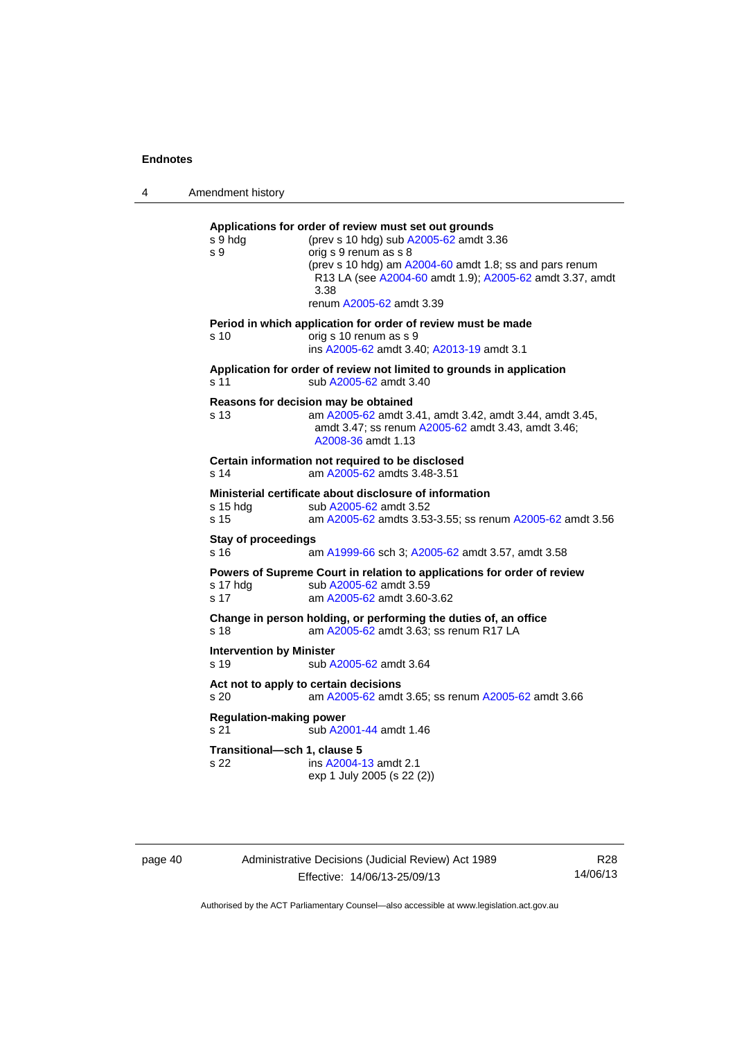**Applications for order of review must set out grounds**

s 9 hdg (prev s 10 hdg) sub A2005-62 amdt 3.36

s 9 orig s 9 renum as s 8
(prev s 10 hdg) am A2004-60 amdt 1.8; ss and pars renum R13 LA (see A2004-60 amdt 1.9); A2005-62 amdt 3.37, amdt 3.38
renum A2005-62 amdt 3.39

**Period in which application for order of review must be made**

s 10 orig s 10 renum as s 9
ins A2005-62 amdt 3.40; A2013-19 amdt 3.1

**Application for order of review not limited to grounds in application**

s 11 sub A2005-62 amdt 3.40

**Reasons for decision may be obtained**

s 13 am A2005-62 amdt 3.41, amdt 3.42, amdt 3.44, amdt 3.45, amdt 3.47; ss renum A2005-62 amdt 3.43, amdt 3.46; A2008-36 amdt 1.13

**Certain information not required to be disclosed**

s 14 am A2005-62 amdts 3.48-3.51

**Ministerial certificate about disclosure of information**

s 15 hdg sub A2005-62 amdt 3.52

s 15 am A2005-62 amdts 3.53-3.55; ss renum A2005-62 amdt 3.56

**Stay of proceedings**

s 16 am A1999-66 sch 3; A2005-62 amdt 3.57, amdt 3.58

**Powers of Supreme Court in relation to applications for order of review**

s 17 hdg sub A2005-62 amdt 3.59

s 17 am A2005-62 amdt 3.60-3.62

**Change in person holding, or performing the duties of, an office**

s 18 am A2005-62 amdt 3.63; ss renum R17 LA

**Intervention by Minister**

s 19 sub A2005-62 amdt 3.64

**Act not to apply to certain decisions**

s 20 am A2005-62 amdt 3.65; ss renum A2005-62 amdt 3.66

**Regulation-making power**

s 21 sub A2001-44 amdt 1.46

**Transitional—sch 1, clause 5**

s 22 ins A2004-13 amdt 2.1
exp 1 July 2005 (s 22 (2))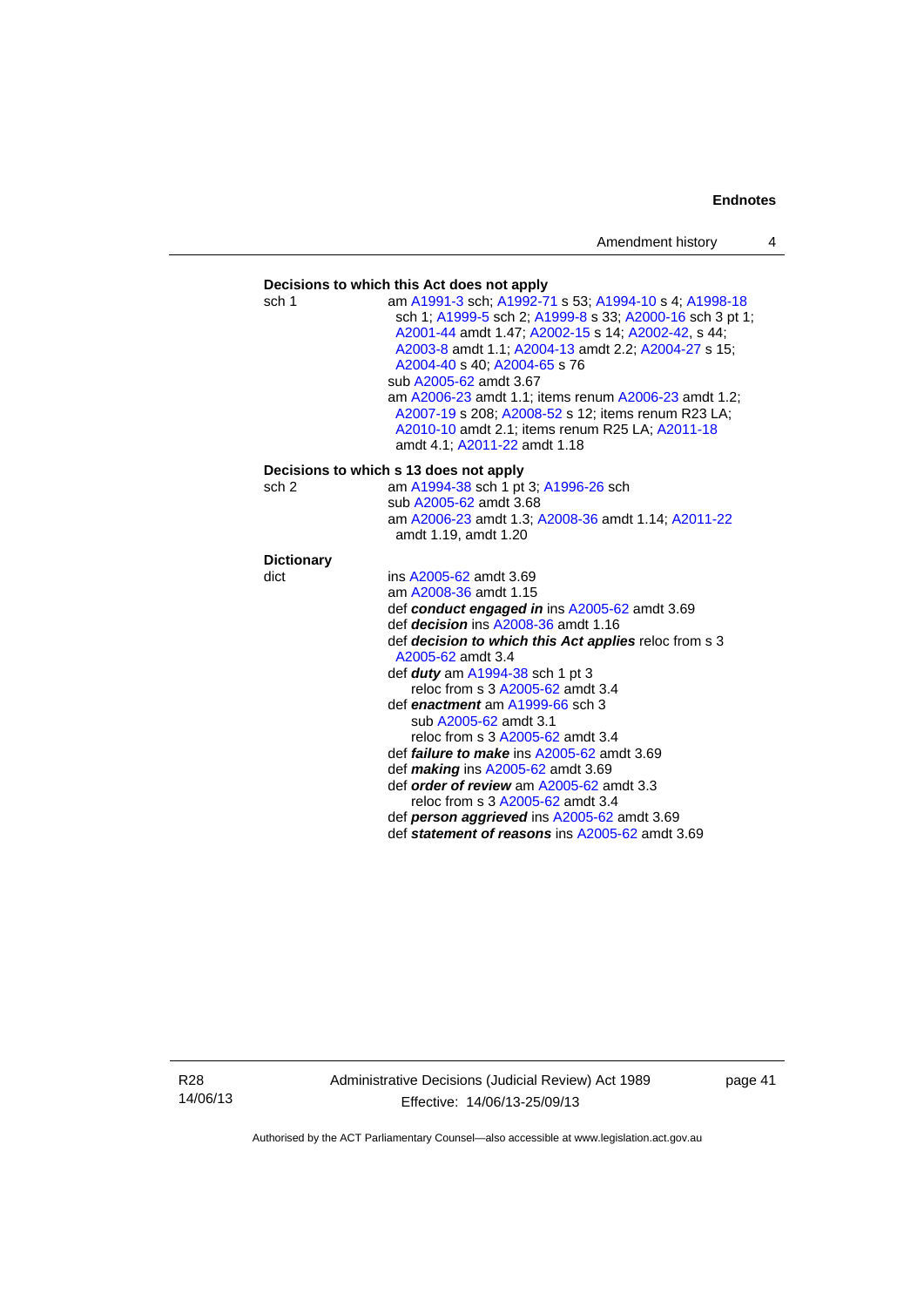**Decisions to which this Act does not apply**

sch 1 — am A1991-3 sch; A1992-71 s 53; A1994-10 s 4; A1998-18 sch 1; A1999-5 sch 2; A1999-8 s 33; A2000-16 sch 3 pt 1; A2001-44 amdt 1.47; A2002-15 s 14; A2002-42, s 44; A2003-8 amdt 1.1; A2004-13 amdt 2.2; A2004-27 s 15; A2004-40 s 40; A2004-65 s 76
sub A2005-62 amdt 3.67
am A2006-23 amdt 1.1; items renum A2006-23 amdt 1.2; A2007-19 s 208; A2008-52 s 12; items renum R23 LA; A2010-10 amdt 2.1; items renum R25 LA; A2011-18 amdt 4.1; A2011-22 amdt 1.18

**Decisions to which s 13 does not apply**

sch 2 — am A1994-38 sch 1 pt 3; A1996-26 sch
sub A2005-62 amdt 3.68
am A2006-23 amdt 1.3; A2008-36 amdt 1.14; A2011-22 amdt 1.19, amdt 1.20

**Dictionary**

dict — ins A2005-62 amdt 3.69
am A2008-36 amdt 1.15
def ***conduct engaged in*** ins A2005-62 amdt 3.69
def ***decision*** ins A2008-36 amdt 1.16
def ***decision to which this Act applies*** reloc from s 3 A2005-62 amdt 3.4
def ***duty*** am A1994-38 sch 1 pt 3
reloc from s 3 A2005-62 amdt 3.4
def ***enactment*** am A1999-66 sch 3
sub A2005-62 amdt 3.1
reloc from s 3 A2005-62 amdt 3.4
def ***failure to make*** ins A2005-62 amdt 3.69
def ***making*** ins A2005-62 amdt 3.69
def ***order of review*** am A2005-62 amdt 3.3
reloc from s 3 A2005-62 amdt 3.4
def ***person aggrieved*** ins A2005-62 amdt 3.69
def ***statement of reasons*** ins A2005-62 amdt 3.69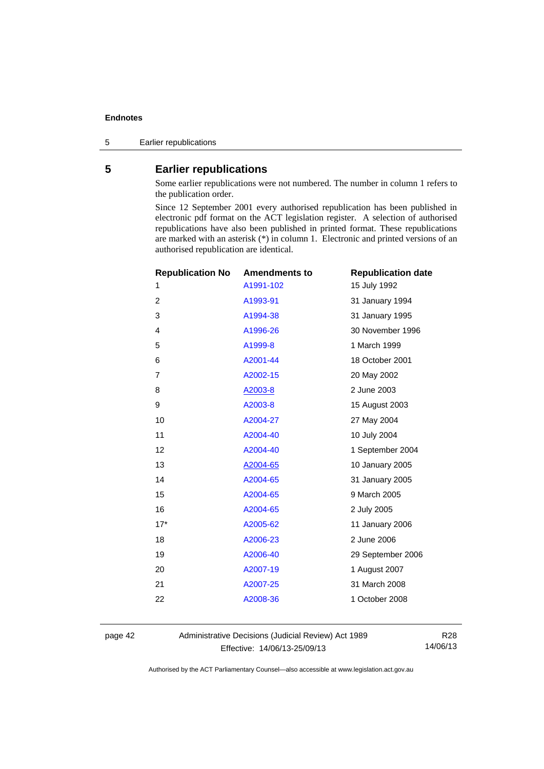## 5 Earlier republications

Some earlier republications were not numbered. The number in column 1 refers to the publication order.

Since 12 September 2001 every authorised republication has been published in electronic pdf format on the ACT legislation register. A selection of authorised republications have also been published in printed format. These republications are marked with an asterisk (*) in column 1. Electronic and printed versions of an authorised republication are identical.

| Republication No | Amendments to | Republication date |
|---|---|---|
| 1 | A1991-102 | 15 July 1992 |
| 2 | A1993-91 | 31 January 1994 |
| 3 | A1994-38 | 31 January 1995 |
| 4 | A1996-26 | 30 November 1996 |
| 5 | A1999-8 | 1 March 1999 |
| 6 | A2001-44 | 18 October 2001 |
| 7 | A2002-15 | 20 May 2002 |
| 8 | A2003-8 | 2 June 2003 |
| 9 | A2003-8 | 15 August 2003 |
| 10 | A2004-27 | 27 May 2004 |
| 11 | A2004-40 | 10 July 2004 |
| 12 | A2004-40 | 1 September 2004 |
| 13 | A2004-65 | 10 January 2005 |
| 14 | A2004-65 | 31 January 2005 |
| 15 | A2004-65 | 9 March 2005 |
| 16 | A2004-65 | 2 July 2005 |
| 17* | A2005-62 | 11 January 2006 |
| 18 | A2006-23 | 2 June 2006 |
| 19 | A2006-40 | 29 September 2006 |
| 20 | A2007-19 | 1 August 2007 |
| 21 | A2007-25 | 31 March 2008 |
| 22 | A2008-36 | 1 October 2008 |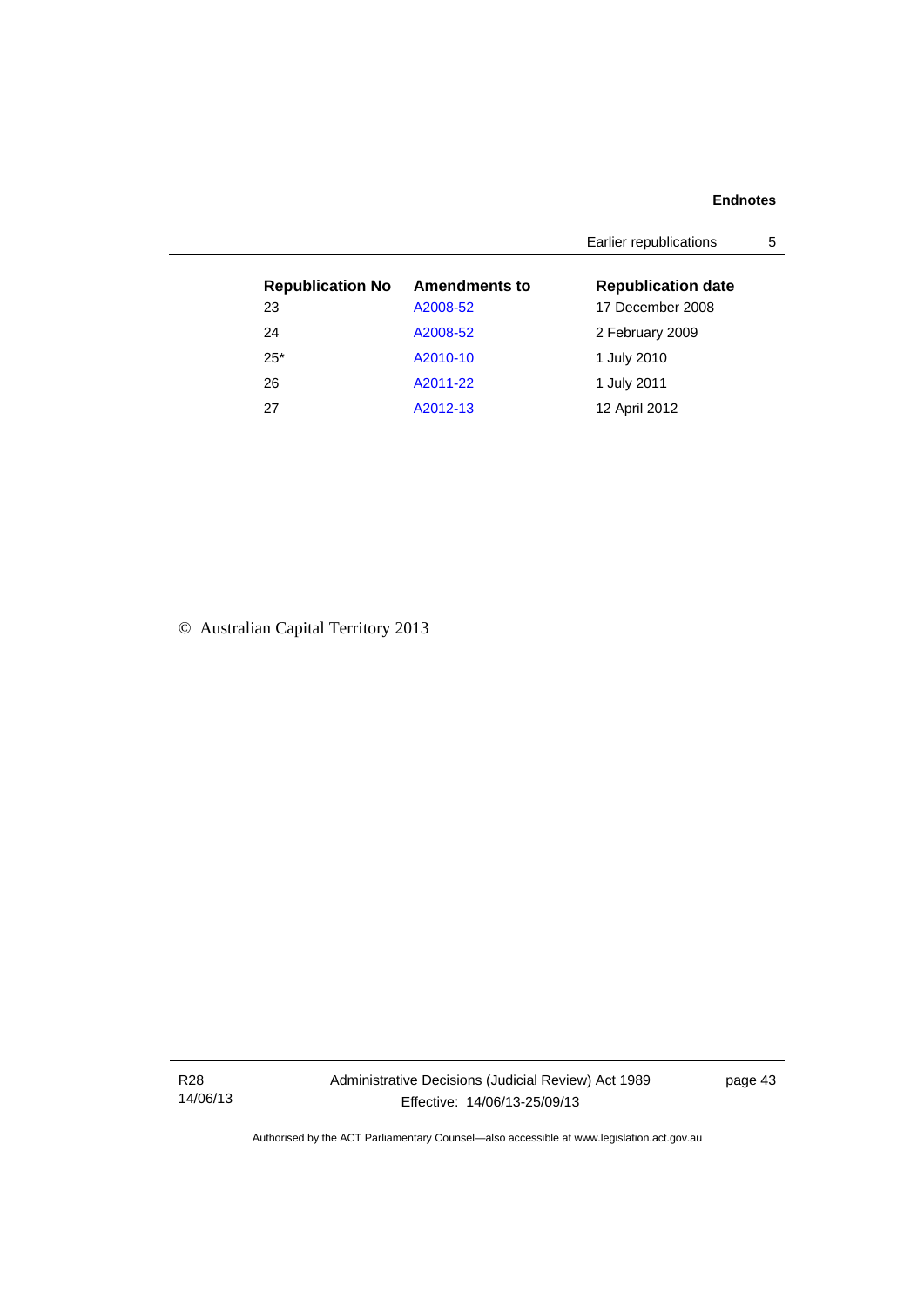| Republication No | Amendments to | Republication date |
| --- | --- | --- |
| 23 | A2008-52 | 17 December 2008 |
| 24 | A2008-52 | 2 February 2009 |
| 25* | A2010-10 | 1 July 2010 |
| 26 | A2011-22 | 1 July 2011 |
| 27 | A2012-13 | 12 April 2012 |

© Australian Capital Territory 2013